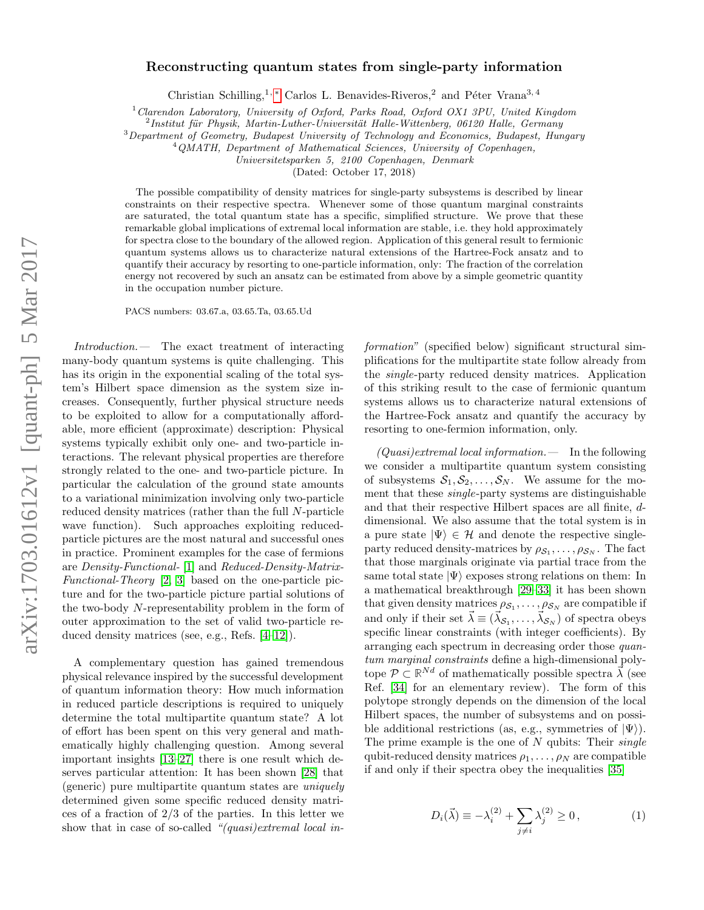# Reconstructing quantum states from single-party information

Christian Schilling,[1,*] Carlos L. Benavides-Riveros,[2] and Péter Vrana[3,4]

[1] *Clarendon Laboratory, University of Oxford, Parks Road, Oxford OX1 3PU, United Kingdom*
[2] *Institut für Physik, Martin-Luther-Universität Halle-Wittenberg, 06120 Halle, Germany*
[3] *Department of Geometry, Budapest University of Technology and Economics, Budapest, Hungary*
[4] *QMATH, Department of Mathematical Sciences, University of Copenhagen, Universitetsparken 5, 2100 Copenhagen, Denmark*

(Dated: October 17, 2018)

The possible compatibility of density matrices for single-party subsystems is described by linear constraints on their respective spectra. Whenever some of those quantum marginal constraints are saturated, the total quantum state has a specific, simplified structure. We prove that these remarkable global implications of extremal local information are stable, i.e. they hold approximately for spectra close to the boundary of the allowed region. Application of this general result to fermionic quantum systems allows us to characterize natural extensions of the Hartree-Fock ansatz and to quantify their accuracy by resorting to one-particle information, only: The fraction of the correlation energy not recovered by such an ansatz can be estimated from above by a simple geometric quantity in the occupation number picture.

PACS numbers: 03.67.a, 03.65.Ta, 03.65.Ud

*Introduction.—* The exact treatment of interacting many-body quantum systems is quite challenging. This has its origin in the exponential scaling of the total system's Hilbert space dimension as the system size increases. Consequently, further physical structure needs to be exploited to allow for a computationally affordable, more efficient (approximate) description: Physical systems typically exhibit only one- and two-particle interactions. The relevant physical properties are therefore strongly related to the one- and two-particle picture. In particular the calculation of the ground state amounts to a variational minimization involving only two-particle reduced density matrices (rather than the full $N$-particle wave function). Such approaches exploiting reduced-particle pictures are the most natural and successful ones in practice. Prominent examples for the case of fermions are *Density-Functional-* [1] and *Reduced-Density-Matrix-Functional-Theory* [2, 3] based on the one-particle picture and for the two-particle picture partial solutions of the two-body $N$-representability problem in the form of outer approximation to the set of valid two-particle reduced density matrices (see, e.g., Refs. [4–12]).

A complementary question has gained tremendous physical relevance inspired by the successful development of quantum information theory: How much information in reduced particle descriptions is required to uniquely determine the total multipartite quantum state? A lot of effort has been spent on this very general and mathematically highly challenging question. Among several important insights [13–27] there is one result which deserves particular attention: It has been shown [28] that (generic) pure multipartite quantum states are *uniquely* determined given some specific reduced density matrices of a fraction of 2/3 of the parties. In this letter we show that in case of so-called *"(quasi)extremal local information"* (specified below) significant structural simplifications for the multipartite state follow already from the *single*-party reduced density matrices. Application of this striking result to the case of fermionic quantum systems allows us to characterize natural extensions of the Hartree-Fock ansatz and quantify the accuracy by resorting to one-fermion information, only.

*(Quasi)extremal local information.—* In the following we consider a multipartite quantum system consisting of subsystems $\mathcal{S}_1, \mathcal{S}_2, \ldots, \mathcal{S}_N$. We assume for the moment that these *single*-party systems are distinguishable and that their respective Hilbert spaces are all finite, $d$-dimensional. We also assume that the total system is in a pure state $|\Psi\rangle \in \mathcal{H}$ and denote the respective single-party reduced density-matrices by $\rho_{\mathcal{S}_1}, \ldots, \rho_{\mathcal{S}_N}$. The fact that those marginals originate via partial trace from the same total state $|\Psi\rangle$ exposes strong relations on them: In a mathematical breakthrough [29–33] it has been shown that given density matrices $\rho_{\mathcal{S}_1}, \ldots, \rho_{\mathcal{S}_N}$ are compatible if and only if their set $\vec{\lambda} \equiv (\vec{\lambda}_{\mathcal{S}_1}, \ldots, \vec{\lambda}_{\mathcal{S}_N})$ of spectra obeys specific linear constraints (with integer coefficients). By arranging each spectrum in decreasing order those *quantum marginal constraints* define a high-dimensional polytope $\mathcal{P} \subset \mathbb{R}^{Nd}$ of mathematically possible spectra $\vec{\lambda}$ (see Ref. [34] for an elementary review). The form of this polytope strongly depends on the dimension of the local Hilbert spaces, the number of subsystems and on possible additional restrictions (as, e.g., symmetries of $|\Psi\rangle$). The prime example is the one of $N$ qubits: Their *single* qubit-reduced density matrices $\rho_1, \ldots, \rho_N$ are compatible if and only if their spectra obey the inequalities [35]

$$D_i(\vec{\lambda}) \equiv -\lambda_i^{(2)} + \sum_{j \neq i} \lambda_j^{(2)} \geq 0\,, \tag{1}$$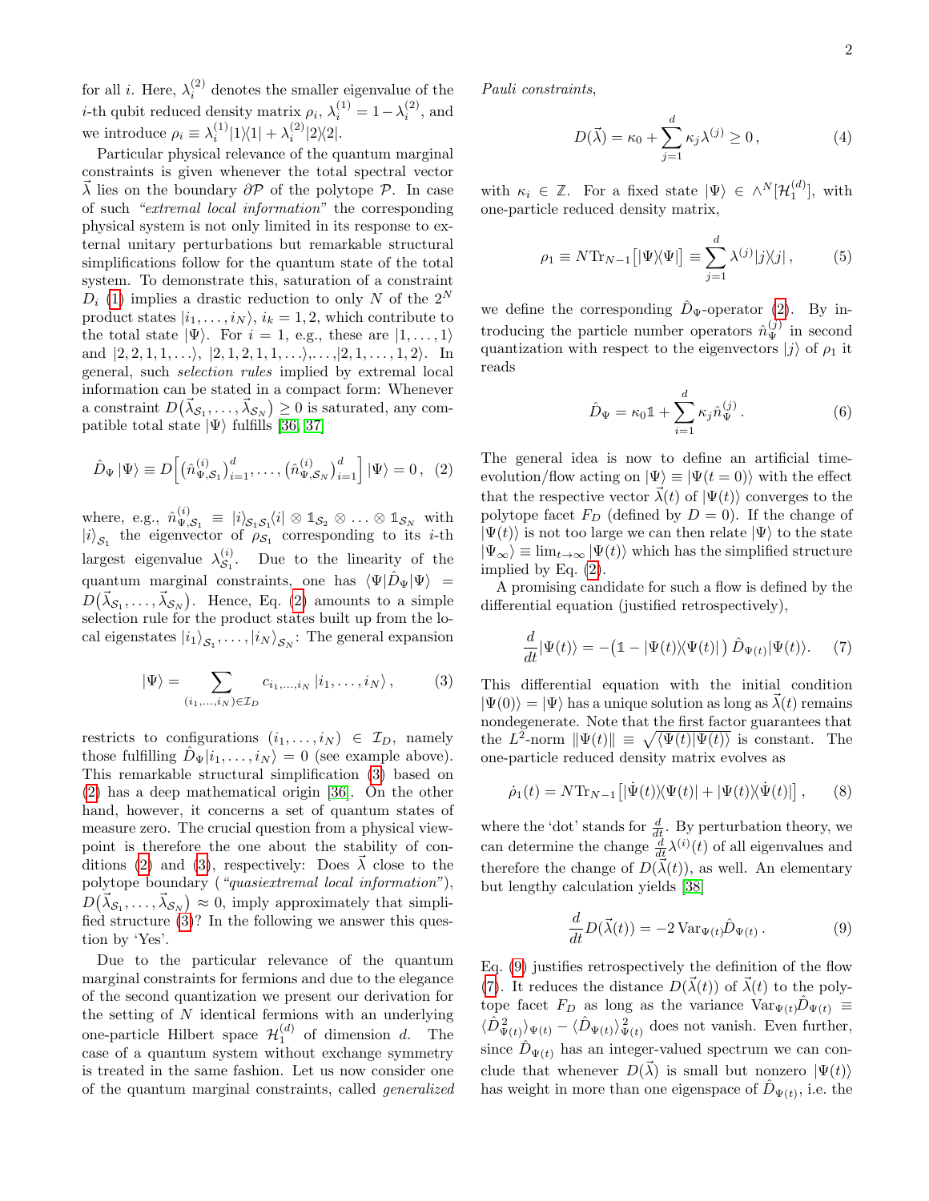for all $i$. Here, $\lambda_i^{(2)}$ denotes the smaller eigenvalue of the $i$-th qubit reduced density matrix $\rho_i$, $\lambda_i^{(1)} = 1-\lambda_i^{(2)}$, and we introduce $\rho_i \equiv \lambda_i^{(1)}|1\rangle\langle 1| + \lambda_i^{(2)}|2\rangle\langle 2|$.

Particular physical relevance of the quantum marginal constraints is given whenever the total spectral vector $\vec{\lambda}$ lies on the boundary $\partial\mathcal{P}$ of the polytope $\mathcal{P}$. In case of such *"extremal local information"* the corresponding physical system is not only limited in its response to external unitary perturbations but remarkable structural simplifications follow for the quantum state of the total system. To demonstrate this, saturation of a constraint $D_i$ (1) implies a drastic reduction to only $N$ of the $2^N$ product states $|i_1,\ldots,i_N\rangle$, $i_k = 1,2$, which contribute to the total state $|\Psi\rangle$. For $i=1$, e.g., these are $|1,\ldots,1\rangle$ and $|2,2,1,1,\ldots\rangle$, $|2,1,2,1,1,\ldots\rangle$,...,$|2,1,\ldots,1,2\rangle$. In general, such *selection rules* implied by extremal local information can be stated in a compact form: Whenever a constraint $D\big(\vec{\lambda}_{\mathcal{S}_1},\ldots,\vec{\lambda}_{\mathcal{S}_N}\big) \geq 0$ is saturated, any compatible total state $|\Psi\rangle$ fulfills [36, 37]

$$\hat{D}_\Psi\,|\Psi\rangle \equiv D\Big[\big(\hat{n}^{(i)}_{\Psi,\mathcal{S}_1}\big)_{i=1}^d,\ldots,\big(\hat{n}^{(i)}_{\Psi,\mathcal{S}_N}\big)_{i=1}^d\Big]\,|\Psi\rangle = 0\,, \quad (2)$$

where, e.g., $\hat{n}^{(i)}_{\Psi,\mathcal{S}_1} \equiv |i\rangle_{\mathcal{S}_1\mathcal{S}_1}\langle i| \otimes \mathbb{1}_{\mathcal{S}_2}\otimes\ldots\otimes\mathbb{1}_{\mathcal{S}_N}$ with $|i\rangle_{\mathcal{S}_1}$ the eigenvector of $\rho_{\mathcal{S}_1}$ corresponding to its $i$-th largest eigenvalue $\lambda^{(i)}_{\mathcal{S}_1}$. Due to the linearity of the quantum marginal constraints, one has $\langle\Psi|\hat{D}_\Psi|\Psi\rangle = D\big(\vec{\lambda}_{\mathcal{S}_1},\ldots,\vec{\lambda}_{\mathcal{S}_N}\big)$. Hence, Eq. (2) amounts to a simple selection rule for the product states built up from the local eigenstates $|i_1\rangle_{\mathcal{S}_1},\ldots,|i_N\rangle_{\mathcal{S}_N}$: The general expansion

$$|\Psi\rangle = \sum_{(i_1,\ldots,i_N)\in\mathcal{I}_D} c_{i_1,\ldots,i_N}\,|i_1,\ldots,i_N\rangle\,, \quad (3)$$

restricts to configurations $(i_1,\ldots,i_N)\in\mathcal{I}_D$, namely those fulfilling $\hat{D}_\Psi|i_1,\ldots,i_N\rangle = 0$ (see example above). This remarkable structural simplification (3) based on (2) has a deep mathematical origin [36]. On the other hand, however, it concerns a set of quantum states of measure zero. The crucial question from a physical viewpoint is therefore the one about the stability of conditions (2) and (3), respectively: Does $\vec{\lambda}$ close to the polytope boundary (*"quasiextremal local information"*), $D\big(\vec{\lambda}_{\mathcal{S}_1},\ldots,\vec{\lambda}_{\mathcal{S}_N}\big)\approx 0$, imply approximately that simplified structure (3)? In the following we answer this question by 'Yes'.

Due to the particular relevance of the quantum marginal constraints for fermions and due to the elegance of the second quantization we present our derivation for the setting of $N$ identical fermions with an underlying one-particle Hilbert space $\mathcal{H}_1^{(d)}$ of dimension $d$. The case of a quantum system without exchange symmetry is treated in the same fashion. Let us now consider one of the quantum marginal constraints, called *generalized Pauli constraints*,

$$D(\vec{\lambda}) = \kappa_0 + \sum_{j=1}^d \kappa_j\lambda^{(j)} \geq 0\,, \quad (4)$$

with $\kappa_i\in\mathbb{Z}$. For a fixed state $|\Psi\rangle\in\wedge^N[\mathcal{H}_1^{(d)}]$, with one-particle reduced density matrix,

$$\rho_1 \equiv N\mathrm{Tr}_{N-1}\big[|\Psi\rangle\langle\Psi|\big] \equiv \sum_{j=1}^d \lambda^{(j)}|j\rangle\langle j|\,, \quad (5)$$

we define the corresponding $\hat{D}_\Psi$-operator (2). By introducing the particle number operators $\hat{n}^{(j)}_\Psi$ in second quantization with respect to the eigenvectors $|j\rangle$ of $\rho_1$ it reads

$$\hat{D}_\Psi = \kappa_0\mathbb{1} + \sum_{i=1}^d \kappa_j\hat{n}^{(j)}_\Psi\,. \quad (6)$$

The general idea is now to define an artificial time-evolution/flow acting on $|\Psi\rangle \equiv |\Psi(t=0)\rangle$ with the effect that the respective vector $\vec{\lambda}(t)$ of $|\Psi(t)\rangle$ converges to the polytope facet $F_D$ (defined by $D=0$). If the change of $|\Psi(t)\rangle$ is not too large we can then relate $|\Psi\rangle$ to the state $|\Psi_\infty\rangle \equiv \lim_{t\to\infty}|\Psi(t)\rangle$ which has the simplified structure implied by Eq. (2).

A promising candidate for such a flow is defined by the differential equation (justified retrospectively),

$$\frac{d}{dt}|\Psi(t)\rangle = -\big(\mathbb{1} - |\Psi(t)\rangle\langle\Psi(t)|\big)\,\hat{D}_{\Psi(t)}|\Psi(t)\rangle. \quad (7)$$

This differential equation with the initial condition $|\Psi(0)\rangle = |\Psi\rangle$ has a unique solution as long as $\vec{\lambda}(t)$ remains nondegenerate. Note that the first factor guarantees that the $L^2$-norm $\|\Psi(t)\| \equiv \sqrt{\langle\Psi(t)|\Psi(t)\rangle}$ is constant. The one-particle reduced density matrix evolves as

$$\dot{\rho}_1(t) = N\mathrm{Tr}_{N-1}\big[|\dot{\Psi}(t)\rangle\langle\Psi(t)| + |\Psi(t)\rangle\langle\dot{\Psi}(t)|\big]\,, \quad (8)$$

where the 'dot' stands for $\frac{d}{dt}$. By perturbation theory, we can determine the change $\frac{d}{dt}\lambda^{(i)}(t)$ of all eigenvalues and therefore the change of $D(\vec{\lambda}(t))$, as well. An elementary but lengthy calculation yields [38]

$$\frac{d}{dt}D(\vec{\lambda}(t)) = -2\,\mathrm{Var}_{\Psi(t)}\hat{D}_{\Psi(t)}\,. \quad (9)$$

Eq. (9) justifies retrospectively the definition of the flow (7). It reduces the distance $D(\vec{\lambda}(t))$ of $\vec{\lambda}(t)$ to the polytope facet $F_D$ as long as the variance $\mathrm{Var}_{\Psi(t)}\hat{D}_{\Psi(t)} \equiv \langle\hat{D}^2_{\Psi(t)}\rangle_{\Psi(t)} - \langle\hat{D}_{\Psi(t)}\rangle^2_{\Psi(t)}$ does not vanish. Even further, since $\hat{D}_{\Psi(t)}$ has an integer-valued spectrum we can conclude that whenever $D(\vec{\lambda})$ is small but nonzero $|\Psi(t)\rangle$ has weight in more than one eigenspace of $\hat{D}_{\Psi(t)}$, i.e. the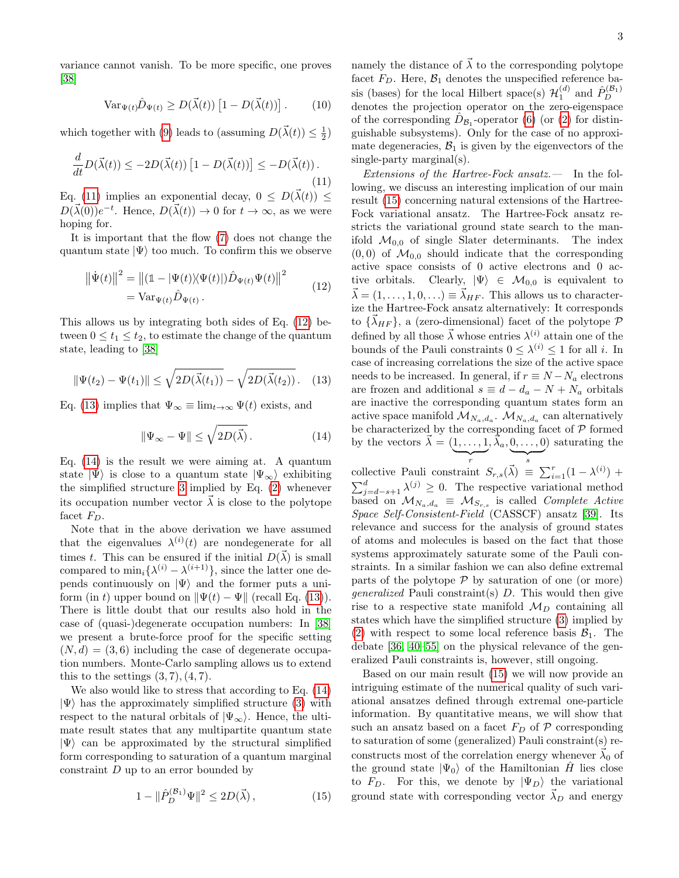variance cannot vanish. To be more specific, one proves [38]

$$\mathrm{Var}_{\Psi(t)}\hat{D}_{\Psi(t)} \geq D(\vec{\lambda}(t))\left[1 - D(\vec{\lambda}(t))\right]. \tag{10}$$

which together with (9) leads to (assuming $D(\vec{\lambda}(t)) \leq \frac{1}{2}$)

$$\frac{d}{dt}D(\vec{\lambda}(t)) \leq -2D(\vec{\lambda}(t))\left[1 - D(\vec{\lambda}(t))\right] \leq -D(\vec{\lambda}(t)). \tag{11}$$

Eq. (11) implies an exponential decay, $0 \leq D(\vec{\lambda}(t)) \leq D(\vec{\lambda}(0))e^{-t}$. Hence, $D(\vec{\lambda}(t)) \to 0$ for $t \to \infty$, as we were hoping for.

It is important that the flow (7) does not change the quantum state $|\Psi\rangle$ too much. To confirm this we observe

$$\begin{aligned}\left\|\dot{\Psi}(t)\right\|^2 &= \left\|(\mathbb{1} - |\Psi(t)\rangle\langle\Psi(t)|)\hat{D}_{\Psi(t)}\Psi(t)\right\|^2 \\ &= \mathrm{Var}_{\Psi(t)}\hat{D}_{\Psi(t)}.\end{aligned} \tag{12}$$

This allows us by integrating both sides of Eq. (12) between $0 \leq t_1 \leq t_2$, to estimate the change of the quantum state, leading to [38]

$$\|\Psi(t_2) - \Psi(t_1)\| \leq \sqrt{2D(\vec{\lambda}(t_1))} - \sqrt{2D(\vec{\lambda}(t_2))}. \tag{13}$$

Eq. (13) implies that $\Psi_\infty \equiv \lim_{t\to\infty}\Psi(t)$ exists, and

$$\|\Psi_\infty - \Psi\| \leq \sqrt{2D(\vec{\lambda})}. \tag{14}$$

Eq. (14) is the result we were aiming at. A quantum state $|\Psi\rangle$ is close to a quantum state $|\Psi_\infty\rangle$ exhibiting the simplified structure 3 implied by Eq. (2) whenever its occupation number vector $\vec{\lambda}$ is close to the polytope facet $F_D$.

Note that in the above derivation we have assumed that the eigenvalues $\lambda^{(i)}(t)$ are nondegenerate for all times $t$. This can be ensured if the initial $D(\vec{\lambda})$ is small compared to $\min_i\{\lambda^{(i)} - \lambda^{(i+1)}\}$, since the latter one depends continuously on $|\Psi\rangle$ and the former puts a uniform (in $t$) upper bound on $\|\Psi(t) - \Psi\|$ (recall Eq. (13)). There is little doubt that our results also hold in the case of (quasi-)degenerate occupation numbers: In [38] we present a brute-force proof for the specific setting $(N,d) = (3,6)$ including the case of degenerate occupation numbers. Monte-Carlo sampling allows us to extend this to the settings $(3,7),(4,7)$.

We also would like to stress that according to Eq. (14) $|\Psi\rangle$ has the approximately simplified structure (3) with respect to the natural orbitals of $|\Psi_\infty\rangle$. Hence, the ultimate result states that any multipartite quantum state $|\Psi\rangle$ can be approximated by the structural simplified form corresponding to saturation of a quantum marginal constraint $D$ up to an error bounded by

$$1 - \|\hat{P}_D^{(\mathcal{B}_1)}\Psi\|^2 \leq 2D(\vec{\lambda}), \tag{15}$$

namely the distance of $\vec{\lambda}$ to the corresponding polytope facet $F_D$. Here, $\mathcal{B}_1$ denotes the unspecified reference basis (bases) for the local Hilbert space(s) $\mathcal{H}_1^{(d)}$ and $\hat{P}_D^{(\mathcal{B}_1)}$ denotes the projection operator on the zero-eigenspace of the corresponding $\hat{D}_{\mathcal{B}_1}$-operator (6) (or (2) for distinguishable subsystems). Only for the case of no approximate degeneracies, $\mathcal{B}_1$ is given by the eigenvectors of the single-party marginal(s).

*Extensions of the Hartree-Fock ansatz.—* In the following, we discuss an interesting implication of our main result (15) concerning natural extensions of the Hartree-Fock variational ansatz. The Hartree-Fock ansatz restricts the variational ground state search to the manifold $\mathcal{M}_{0,0}$ of single Slater determinants. The index $(0,0)$ of $\mathcal{M}_{0,0}$ should indicate that the corresponding active space consists of 0 active electrons and 0 active orbitals. Clearly, $|\Psi\rangle \in \mathcal{M}_{0,0}$ is equivalent to $\vec{\lambda} = (1,\ldots,1,0,\ldots) \equiv \vec{\lambda}_{HF}$. This allows us to characterize the Hartree-Fock ansatz alternatively: It corresponds to $\{\vec{\lambda}_{HF}\}$, a (zero-dimensional) facet of the polytope $\mathcal{P}$ defined by all those $\vec{\lambda}$ whose entries $\lambda^{(i)}$ attain one of the bounds of the Pauli constraints $0 \leq \lambda^{(i)} \leq 1$ for all $i$. In case of increasing correlations the size of the active space needs to be increased. In general, if $r \equiv N - N_a$ electrons are frozen and additional $s \equiv d - d_a - N + N_a$ orbitals are inactive the corresponding quantum states form an active space manifold $\mathcal{M}_{N_a,d_a}$. $\mathcal{M}_{N_a,d_a}$ can alternatively be characterized by the corresponding facet of $\mathcal{P}$ formed by the vectors $\vec{\lambda} = (\underbrace{1,\ldots,1}_{r},\vec{\lambda}_a,\underbrace{0,\ldots,0}_{s})$ saturating the collective Pauli constraint $S_{r,s}(\vec{\lambda}) \equiv \sum_{i=1}^{r}(1-\lambda^{(i)}) + \sum_{j=d-s+1}^{d}\lambda^{(j)} \geq 0$. The respective variational method based on $\mathcal{M}_{N_a,d_a} \equiv \mathcal{M}_{S_{r,s}}$ is called *Complete Active Space Self-Consistent-Field* (CASSCF) ansatz [39]. Its relevance and success for the analysis of ground states of atoms and molecules is based on the fact that those systems approximately saturate some of the Pauli constraints. In a similar fashion we can also define extremal parts of the polytope $\mathcal{P}$ by saturation of one (or more) *generalized* Pauli constraint(s) $D$. This would then give rise to a respective state manifold $\mathcal{M}_D$ containing all states which have the simplified structure (3) implied by (2) with respect to some local reference basis $\mathcal{B}_1$. The debate [36, 40–55] on the physical relevance of the generalized Pauli constraints is, however, still ongoing.

Based on our main result (15) we will now provide an intriguing estimate of the numerical quality of such variational ansatzes defined through extremal one-particle information. By quantitative means, we will show that such an ansatz based on a facet $F_D$ of $\mathcal{P}$ corresponding to saturation of some (generalized) Pauli constraint(s) reconstructs most of the correlation energy whenever $\vec{\lambda}_0$ of the ground state $|\Psi_0\rangle$ of the Hamiltonian $\hat{H}$ lies close to $F_D$. For this, we denote by $|\Psi_D\rangle$ the variational ground state with corresponding vector $\vec{\lambda}_D$ and energy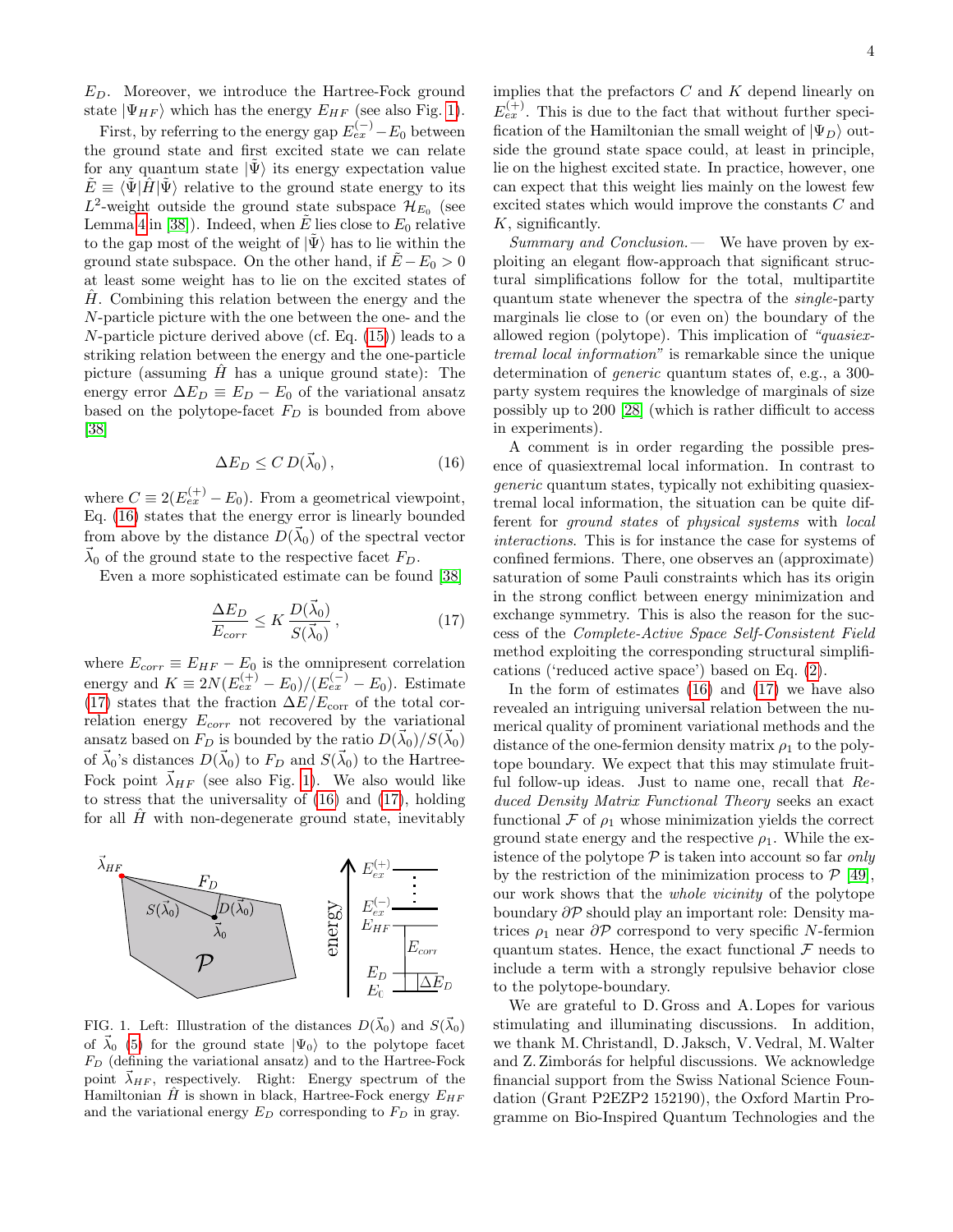$E_D$. Moreover, we introduce the Hartree-Fock ground state $|\Psi_{HF}\rangle$ which has the energy $E_{HF}$ (see also Fig. 1).

First, by referring to the energy gap $E_{ex}^{(-)}-E_0$ between the ground state and first excited state we can relate for any quantum state $|\tilde{\Psi}\rangle$ its energy expectation value $\tilde{E} \equiv \langle\tilde{\Psi}|\hat{H}|\tilde{\Psi}\rangle$ relative to the ground state energy to its $L^2$-weight outside the ground state subspace $\mathcal{H}_{E_0}$ (see Lemma 4 in [38]). Indeed, when $\tilde{E}$ lies close to $E_0$ relative to the gap most of the weight of $|\tilde{\Psi}\rangle$ has to lie within the ground state subspace. On the other hand, if $\tilde{E}-E_0 > 0$ at least some weight has to lie on the excited states of $\hat{H}$. Combining this relation between the energy and the $N$-particle picture with the one between the one- and the $N$-particle picture derived above (cf. Eq. (15)) leads to a striking relation between the energy and the one-particle picture (assuming $\hat{H}$ has a unique ground state): The energy error $\Delta E_D \equiv E_D - E_0$ of the variational ansatz based on the polytope-facet $F_D$ is bounded from above [38]

$$\Delta E_D \leq C\, D(\vec{\lambda}_0)\,, \tag{16}$$

where $C \equiv 2(E_{ex}^{(+)} - E_0)$. From a geometrical viewpoint, Eq. (16) states that the energy error is linearly bounded from above by the distance $D(\vec{\lambda}_0)$ of the spectral vector $\vec{\lambda}_0$ of the ground state to the respective facet $F_D$.

Even a more sophisticated estimate can be found [38]

$$\frac{\Delta E_D}{E_{corr}} \leq K\,\frac{D(\vec{\lambda}_0)}{S(\vec{\lambda}_0)}\,, \tag{17}$$

where $E_{corr} \equiv E_{HF} - E_0$ is the omnipresent correlation energy and $K \equiv 2N(E_{ex}^{(+)} - E_0)/(E_{ex}^{(-)} - E_0)$. Estimate (17) states that the fraction $\Delta E/E_{\mathrm{corr}}$ of the total correlation energy $E_{corr}$ not recovered by the variational ansatz based on $F_D$ is bounded by the ratio $D(\vec{\lambda}_0)/S(\vec{\lambda}_0)$ of $\vec{\lambda}_0$'s distances $D(\vec{\lambda}_0)$ to $F_D$ and $S(\vec{\lambda}_0)$ to the Hartree-Fock point $\vec{\lambda}_{HF}$ (see also Fig. 1). We also would like to stress that the universality of (16) and (17), holding for all $\hat{H}$ with non-degenerate ground state, inevitably implies that the prefactors $C$ and $K$ depend linearly on $E_{ex}^{(+)}$. This is due to the fact that without further specification of the Hamiltonian the small weight of $|\Psi_D\rangle$ outside the ground state space could, at least in principle, lie on the highest excited state. In practice, however, one can expect that this weight lies mainly on the lowest few excited states which would improve the constants $C$ and $K$, significantly.

FIG. 1. Left: Illustration of the distances $D(\vec{\lambda}_0)$ and $S(\vec{\lambda}_0)$ of $\vec{\lambda}_0$ (5) for the ground state $|\Psi_0\rangle$ to the polytope facet $F_D$ (defining the variational ansatz) and to the Hartree-Fock point $\vec{\lambda}_{HF}$, respectively. Right: Energy spectrum of the Hamiltonian $\hat{H}$ is shown in black, Hartree-Fock energy $E_{HF}$ and the variational energy $E_D$ corresponding to $F_D$ in gray.

*Summary and Conclusion.*— We have proven by exploiting an elegant flow-approach that significant structural simplifications follow for the total, multipartite quantum state whenever the spectra of the *single*-party marginals lie close to (or even on) the boundary of the allowed region (polytope). This implication of *"quasiextremal local information"* is remarkable since the unique determination of *generic* quantum states of, e.g., a 300-party system requires the knowledge of marginals of size possibly up to 200 [28] (which is rather difficult to access in experiments).

A comment is in order regarding the possible presence of quasiextremal local information. In contrast to *generic* quantum states, typically not exhibiting quasiextremal local information, the situation can be quite different for *ground states* of *physical systems* with *local interactions*. This is for instance the case for systems of confined fermions. There, one observes an (approximate) saturation of some Pauli constraints which has its origin in the strong conflict between energy minimization and exchange symmetry. This is also the reason for the success of the *Complete-Active Space Self-Consistent Field* method exploiting the corresponding structural simplifications ('reduced active space') based on Eq. (2).

In the form of estimates (16) and (17) we have also revealed an intriguing universal relation between the numerical quality of prominent variational methods and the distance of the one-fermion density matrix $\rho_1$ to the polytope boundary. We expect that this may stimulate fruitful follow-up ideas. Just to name one, recall that *Reduced Density Matrix Functional Theory* seeks an exact functional $\mathcal{F}$ of $\rho_1$ whose minimization yields the correct ground state energy and the respective $\rho_1$. While the existence of the polytope $\mathcal{P}$ is taken into account so far *only* by the restriction of the minimization process to $\mathcal{P}$ [49], our work shows that the *whole vicinity* of the polytope boundary $\partial\mathcal{P}$ should play an important role: Density matrices $\rho_1$ near $\partial\mathcal{P}$ correspond to very specific $N$-fermion quantum states. Hence, the exact functional $\mathcal{F}$ needs to include a term with a strongly repulsive behavior close to the polytope-boundary.

We are grateful to D. Gross and A. Lopes for various stimulating and illuminating discussions. In addition, we thank M. Christandl, D. Jaksch, V. Vedral, M. Walter and Z. Zimborás for helpful discussions. We acknowledge financial support from the Swiss National Science Foundation (Grant P2EZP2 152190), the Oxford Martin Programme on Bio-Inspired Quantum Technologies and the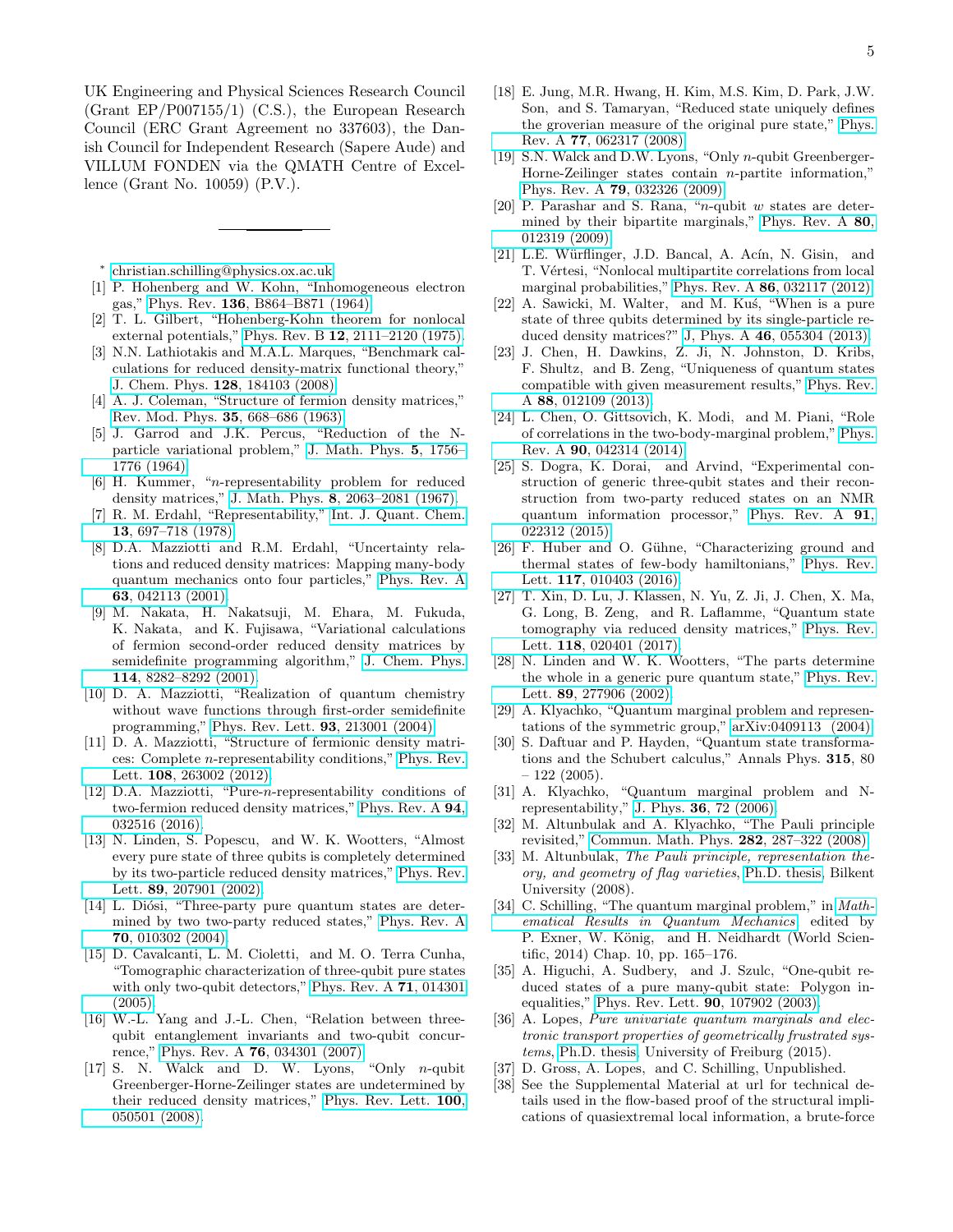UK Engineering and Physical Sciences Research Council (Grant EP/P007155/1) (C.S.), the European Research Council (ERC Grant Agreement no 337603), the Danish Council for Independent Research (Sapere Aude) and VILLUM FONDEN via the QMATH Centre of Excellence (Grant No. 10059) (P.V.).

---

\* christian.schilling@physics.ox.ac.uk

[1] P. Hohenberg and W. Kohn, "Inhomogeneous electron gas," Phys. Rev. **136**, B864–B871 (1964).

[2] T. L. Gilbert, "Hohenberg-Kohn theorem for nonlocal external potentials," Phys. Rev. B **12**, 2111–2120 (1975).

[3] N.N. Lathiotakis and M.A.L. Marques, "Benchmark calculations for reduced density-matrix functional theory," J. Chem. Phys. **128**, 184103 (2008).

[4] A. J. Coleman, "Structure of fermion density matrices," Rev. Mod. Phys. **35**, 668–686 (1963).

[5] J. Garrod and J.K. Percus, "Reduction of the N-particle variational problem," J. Math. Phys. **5**, 1756–1776 (1964).

[6] H. Kummer, "$n$-representability problem for reduced density matrices," J. Math. Phys. **8**, 2063–2081 (1967).

[7] R. M. Erdahl, "Representability," Int. J. Quant. Chem. **13**, 697–718 (1978).

[8] D.A. Mazziotti and R.M. Erdahl, "Uncertainty relations and reduced density matrices: Mapping many-body quantum mechanics onto four particles," Phys. Rev. A **63**, 042113 (2001).

[9] M. Nakata, H. Nakatsuji, M. Ehara, M. Fukuda, K. Nakata, and K. Fujisawa, "Variational calculations of fermion second-order reduced density matrices by semidefinite programming algorithm," J. Chem. Phys. **114**, 8282–8292 (2001).

[10] D. A. Mazziotti, "Realization of quantum chemistry without wave functions through first-order semidefinite programming," Phys. Rev. Lett. **93**, 213001 (2004).

[11] D. A. Mazziotti, "Structure of fermionic density matrices: Complete $n$-representability conditions," Phys. Rev. Lett. **108**, 263002 (2012).

[12] D.A. Mazziotti, "Pure-$n$-representability conditions of two-fermion reduced density matrices," Phys. Rev. A **94**, 032516 (2016).

[13] N. Linden, S. Popescu, and W. K. Wootters, "Almost every pure state of three qubits is completely determined by its two-particle reduced density matrices," Phys. Rev. Lett. **89**, 207901 (2002).

[14] L. Diósi, "Three-party pure quantum states are determined by two two-party reduced states," Phys. Rev. A **70**, 010302 (2004).

[15] D. Cavalcanti, L. M. Cioletti, and M. O. Terra Cunha, "Tomographic characterization of three-qubit pure states with only two-qubit detectors," Phys. Rev. A **71**, 014301 (2005).

[16] W.-L. Yang and J.-L. Chen, "Relation between three-qubit entanglement invariants and two-qubit concurrence," Phys. Rev. A **76**, 034301 (2007).

[17] S. N. Walck and D. W. Lyons, "Only $n$-qubit Greenberger-Horne-Zeilinger states are undetermined by their reduced density matrices," Phys. Rev. Lett. **100**, 050501 (2008).

[18] E. Jung, M.R. Hwang, H. Kim, M.S. Kim, D. Park, J.W. Son, and S. Tamaryan, "Reduced state uniquely defines the groverian measure of the original pure state," Phys. Rev. A **77**, 062317 (2008).

[19] S.N. Walck and D.W. Lyons, "Only $n$-qubit Greenberger-Horne-Zeilinger states contain $n$-partite information," Phys. Rev. A **79**, 032326 (2009).

[20] P. Parashar and S. Rana, "$n$-qubit $w$ states are determined by their bipartite marginals," Phys. Rev. A **80**, 012319 (2009).

[21] L.E. Würflinger, J.D. Bancal, A. Acín, N. Gisin, and T. Vértesi, "Nonlocal multipartite correlations from local marginal probabilities," Phys. Rev. A **86**, 032117 (2012).

[22] A. Sawicki, M. Walter, and M. Kuś, "When is a pure state of three qubits determined by its single-particle reduced density matrices?" J, Phys. A **46**, 055304 (2013).

[23] J. Chen, H. Dawkins, Z. Ji, N. Johnston, D. Kribs, F. Shultz, and B. Zeng, "Uniqueness of quantum states compatible with given measurement results," Phys. Rev. A **88**, 012109 (2013).

[24] L. Chen, O. Gittsovich, K. Modi, and M. Piani, "Role of correlations in the two-body-marginal problem," Phys. Rev. A **90**, 042314 (2014).

[25] S. Dogra, K. Dorai, and Arvind, "Experimental construction of generic three-qubit states and their reconstruction from two-party reduced states on an NMR quantum information processor," Phys. Rev. A **91**, 022312 (2015).

[26] F. Huber and O. Gühne, "Characterizing ground and thermal states of few-body hamiltonians," Phys. Rev. Lett. **117**, 010403 (2016).

[27] T. Xin, D. Lu, J. Klassen, N. Yu, Z. Ji, J. Chen, X. Ma, G. Long, B. Zeng, and R. Laflamme, "Quantum state tomography via reduced density matrices," Phys. Rev. Lett. **118**, 020401 (2017).

[28] N. Linden and W. K. Wootters, "The parts determine the whole in a generic pure quantum state," Phys. Rev. Lett. **89**, 277906 (2002).

[29] A. Klyachko, "Quantum marginal problem and representations of the symmetric group," arXiv:0409113 (2004).

[30] S. Daftuar and P. Hayden, "Quantum state transformations and the Schubert calculus," Annals Phys. **315**, 80 – 122 (2005).

[31] A. Klyachko, "Quantum marginal problem and N-representability," J. Phys. **36**, 72 (2006).

[32] M. Altunbulak and A. Klyachko, "The Pauli principle revisited," Commun. Math. Phys. **282**, 287–322 (2008).

[33] M. Altunbulak, *The Pauli principle, representation theory, and geometry of flag varieties*, Ph.D. thesis, Bilkent University (2008).

[34] C. Schilling, "The quantum marginal problem," in *Mathematical Results in Quantum Mechanics*, edited by P. Exner, W. König, and H. Neidhardt (World Scientific, 2014) Chap. 10, pp. 165–176.

[35] A. Higuchi, A. Sudbery, and J. Szulc, "One-qubit reduced states of a pure many-qubit state: Polygon inequalities," Phys. Rev. Lett. **90**, 107902 (2003).

[36] A. Lopes, *Pure univariate quantum marginals and electronic transport properties of geometrically frustrated systems*, Ph.D. thesis, University of Freiburg (2015).

[37] D. Gross, A. Lopes, and C. Schilling, Unpublished.

[38] See the Supplemental Material at url for technical details used in the flow-based proof of the structural implications of quasiextremal local information, a brute-force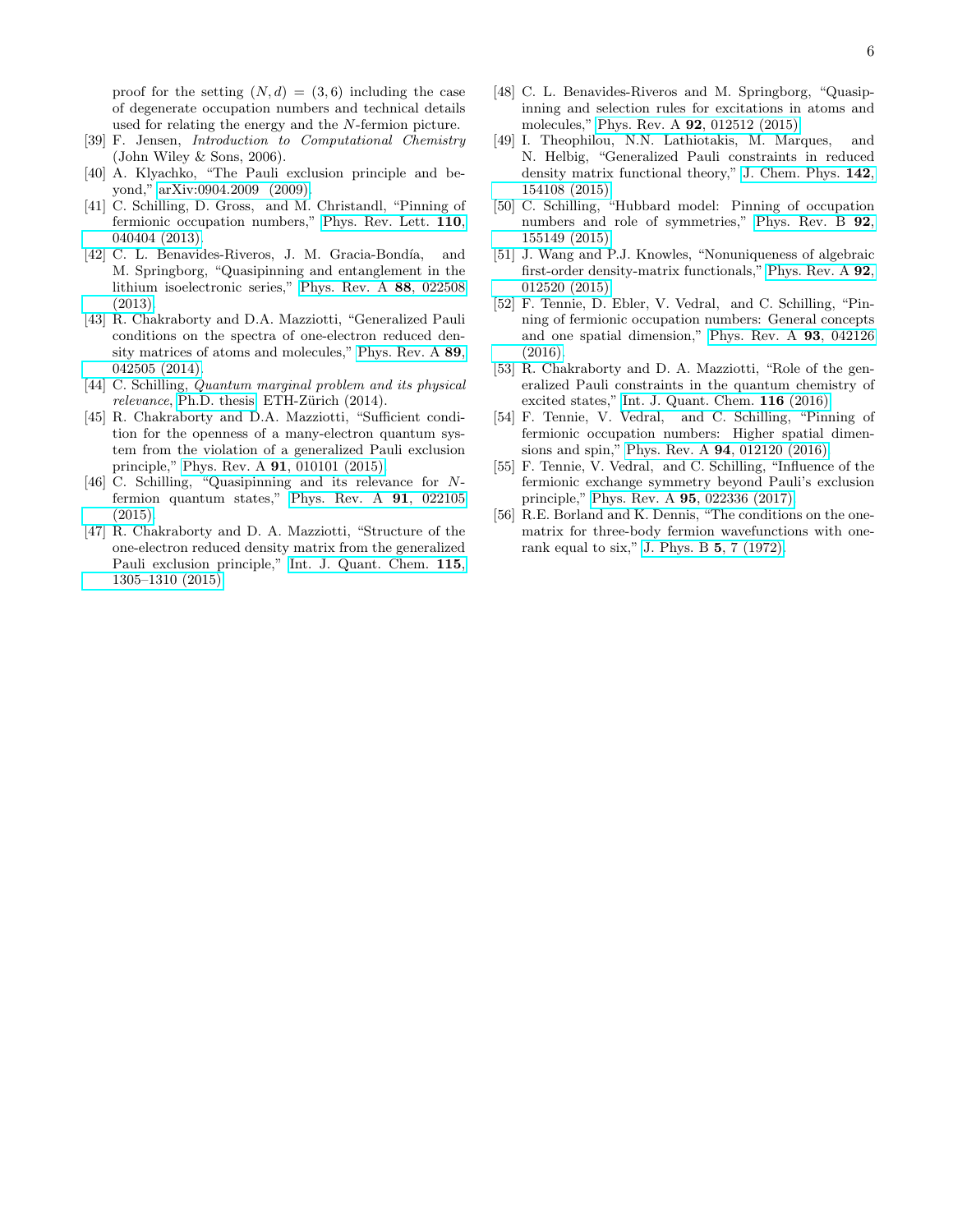proof for the setting $(N,d) = (3,6)$ including the case of degenerate occupation numbers and technical details used for relating the energy and the $N$-fermion picture.

[39] F. Jensen, *Introduction to Computational Chemistry* (John Wiley & Sons, 2006).

[40] A. Klyachko, "The Pauli exclusion principle and beyond," arXiv:0904.2009 (2009).

[41] C. Schilling, D. Gross, and M. Christandl, "Pinning of fermionic occupation numbers," Phys. Rev. Lett. **110**, 040404 (2013).

[42] C. L. Benavides-Riveros, J. M. Gracia-Bondía, and M. Springborg, "Quasipinning and entanglement in the lithium isoelectronic series," Phys. Rev. A **88**, 022508 (2013).

[43] R. Chakraborty and D.A. Mazziotti, "Generalized Pauli conditions on the spectra of one-electron reduced density matrices of atoms and molecules," Phys. Rev. A **89**, 042505 (2014).

[44] C. Schilling, *Quantum marginal problem and its physical relevance*, Ph.D. thesis, ETH-Zürich (2014).

[45] R. Chakraborty and D.A. Mazziotti, "Sufficient condition for the openness of a many-electron quantum system from the violation of a generalized Pauli exclusion principle," Phys. Rev. A **91**, 010101 (2015).

[46] C. Schilling, "Quasipinning and its relevance for $N$-fermion quantum states," Phys. Rev. A **91**, 022105 (2015).

[47] R. Chakraborty and D. A. Mazziotti, "Structure of the one-electron reduced density matrix from the generalized Pauli exclusion principle," Int. J. Quant. Chem. **115**, 1305–1310 (2015).

[48] C. L. Benavides-Riveros and M. Springborg, "Quasipinning and selection rules for excitations in atoms and molecules," Phys. Rev. A **92**, 012512 (2015).

[49] I. Theophilou, N.N. Lathiotakis, M. Marques, and N. Helbig, "Generalized Pauli constraints in reduced density matrix functional theory," J. Chem. Phys. **142**, 154108 (2015).

[50] C. Schilling, "Hubbard model: Pinning of occupation numbers and role of symmetries," Phys. Rev. B **92**, 155149 (2015).

[51] J. Wang and P.J. Knowles, "Nonuniqueness of algebraic first-order density-matrix functionals," Phys. Rev. A **92**, 012520 (2015).

[52] F. Tennie, D. Ebler, V. Vedral, and C. Schilling, "Pinning of fermionic occupation numbers: General concepts and one spatial dimension," Phys. Rev. A **93**, 042126 (2016).

[53] R. Chakraborty and D. A. Mazziotti, "Role of the generalized Pauli constraints in the quantum chemistry of excited states," Int. J. Quant. Chem. **116** (2016).

[54] F. Tennie, V. Vedral, and C. Schilling, "Pinning of fermionic occupation numbers: Higher spatial dimensions and spin," Phys. Rev. A **94**, 012120 (2016).

[55] F. Tennie, V. Vedral, and C. Schilling, "Influence of the fermionic exchange symmetry beyond Pauli's exclusion principle," Phys. Rev. A **95**, 022336 (2017).

[56] R.E. Borland and K. Dennis, "The conditions on the one-matrix for three-body fermion wavefunctions with one-rank equal to six," J. Phys. B **5**, 7 (1972).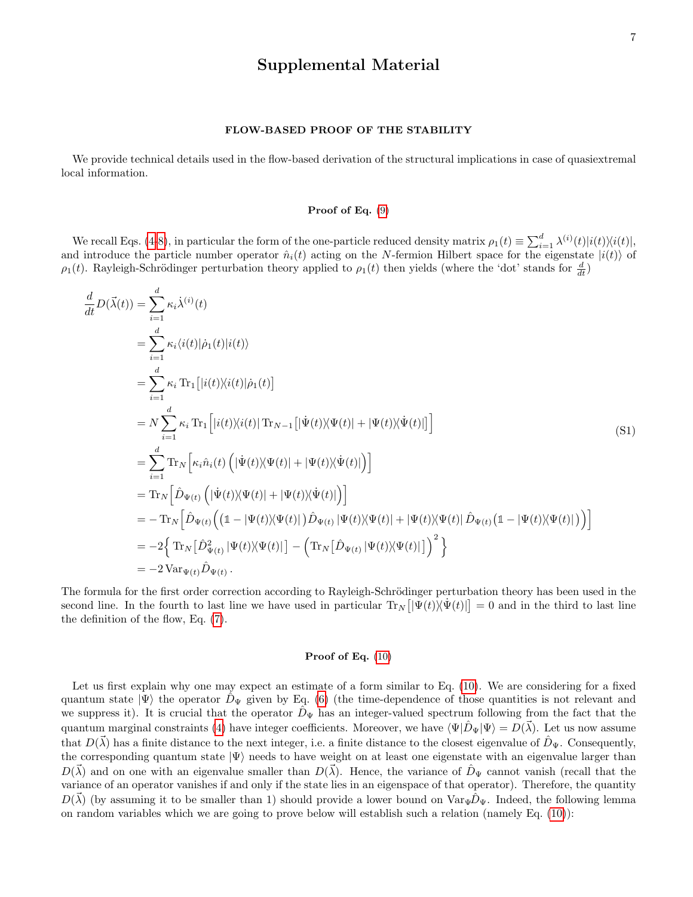# Supplemental Material

## FLOW-BASED PROOF OF THE STABILITY

We provide technical details used in the flow-based derivation of the structural implications in case of quasiextremal local information.

### Proof of Eq. (9)

We recall Eqs. (4-8), in particular the form of the one-particle reduced density matrix $\rho_1(t) \equiv \sum_{i=1}^d \lambda^{(i)}(t)|i(t)\rangle\langle i(t)|$, and introduce the particle number operator $\hat{n}_i(t)$ acting on the $N$-fermion Hilbert space for the eigenstate $|i(t)\rangle$ of $\rho_1(t)$. Rayleigh-Schrödinger perturbation theory applied to $\rho_1(t)$ then yields (where the 'dot' stands for $\frac{d}{dt}$)

$$
\begin{aligned}
\frac{d}{dt} D(\vec{\lambda}(t)) &= \sum_{i=1}^d \kappa_i \dot{\lambda}^{(i)}(t) \\
&= \sum_{i=1}^d \kappa_i \langle i(t)|\dot{\rho}_1(t)|i(t)\rangle \\
&= \sum_{i=1}^d \kappa_i \,\mathrm{Tr}_1\big[|i(t)\rangle\langle i(t)|\dot{\rho}_1(t)\big] \\
&= N \sum_{i=1}^d \kappa_i \,\mathrm{Tr}_1\Big[|i(t)\rangle\langle i(t)|\,\mathrm{Tr}_{N-1}\big[|\dot{\Psi}(t)\rangle\langle\Psi(t)| + |\Psi(t)\rangle\langle\dot{\Psi}(t)|\big]\Big] \\
&= \sum_{i=1}^d \mathrm{Tr}_N\Big[\kappa_i \hat{n}_i(t)\left(|\dot{\Psi}(t)\rangle\langle\Psi(t)| + |\Psi(t)\rangle\langle\dot{\Psi}(t)|\right)\Big] \\
&= \mathrm{Tr}_N\Big[\hat{D}_{\Psi(t)}\left(|\dot{\Psi}(t)\rangle\langle\Psi(t)| + |\Psi(t)\rangle\langle\dot{\Psi}(t)|\right)\Big] \\
&= -\,\mathrm{Tr}_N\Big[\hat{D}_{\Psi(t)}\Big(\big(\mathbb{1} - |\Psi(t)\rangle\langle\Psi(t)|\big)\hat{D}_{\Psi(t)}\,|\Psi(t)\rangle\langle\Psi(t)| + |\Psi(t)\rangle\langle\Psi(t)|\,\hat{D}_{\Psi(t)}\big(\mathbb{1} - |\Psi(t)\rangle\langle\Psi(t)|\big)\Big)\Big] \\
&= -2\Big\{\,\mathrm{Tr}_N\big[\hat{D}^2_{\Psi(t)}\,|\Psi(t)\rangle\langle\Psi(t)|\big] - \Big(\mathrm{Tr}_N\big[\hat{D}_{\Psi(t)}\,|\Psi(t)\rangle\langle\Psi(t)|\big]\Big)^2\Big\} \\
&= -2\,\mathrm{Var}_{\Psi(t)}\hat{D}_{\Psi(t)}\,.
\end{aligned}
\tag{S1}
$$

The formula for the first order correction according to Rayleigh-Schrödinger perturbation theory has been used in the second line. In the fourth to last line we have used in particular $\mathrm{Tr}_N\big[|\Psi(t)\rangle\langle\dot{\Psi}(t)|\big] = 0$ and in the third to last line the definition of the flow, Eq. (7).

### Proof of Eq. (10)

Let us first explain why one may expect an estimate of a form similar to Eq. (10). We are considering for a fixed quantum state $|\Psi\rangle$ the operator $\hat{D}_\Psi$ given by Eq. (6) (the time-dependence of those quantities is not relevant and we suppress it). It is crucial that the operator $\hat{D}_\Psi$ has an integer-valued spectrum following from the fact that the quantum marginal constraints (4) have integer coefficients. Moreover, we have $\langle\Psi|\hat{D}_\Psi|\Psi\rangle = D(\vec{\lambda})$. Let us now assume that $D(\vec{\lambda})$ has a finite distance to the next integer, i.e. a finite distance to the closest eigenvalue of $\hat{D}_\Psi$. Consequently, the corresponding quantum state $|\Psi\rangle$ needs to have weight on at least one eigenstate with an eigenvalue larger than $D(\vec{\lambda})$ and on one with an eigenvalue smaller than $D(\vec{\lambda})$. Hence, the variance of $\hat{D}_\Psi$ cannot vanish (recall that the variance of an operator vanishes if and only if the state lies in an eigenspace of that operator). Therefore, the quantity $D(\vec{\lambda})$ (by assuming it to be smaller than 1) should provide a lower bound on $\mathrm{Var}_\Psi\hat{D}_\Psi$. Indeed, the following lemma on random variables which we are going to prove below will establish such a relation (namely Eq. (10)):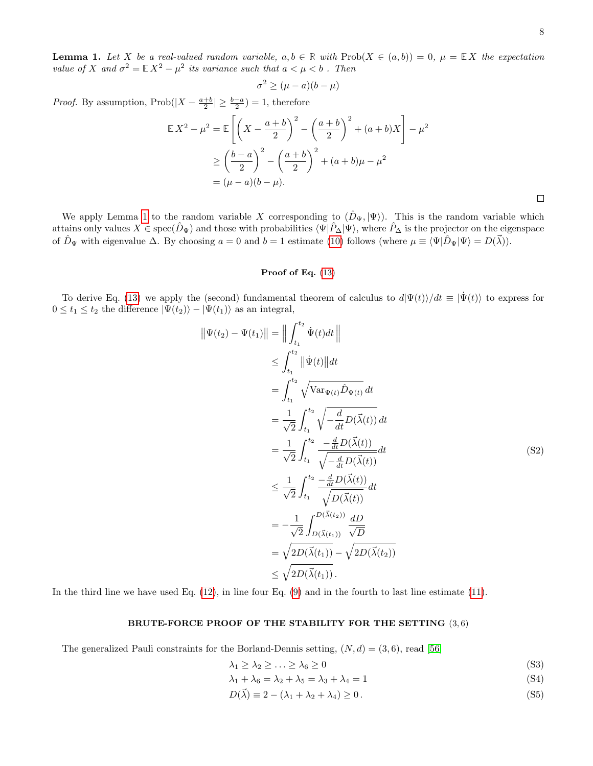**Lemma 1.** *Let $X$ be a real-valued random variable, $a, b \in \mathbb{R}$ with $\mathrm{Prob}(X \in (a,b)) = 0$, $\mu = \mathbb{E}\,X$ the expectation value of $X$ and $\sigma^2 = \mathbb{E}\,X^2 - \mu^2$ its variance such that $a < \mu < b$. Then*

$$\sigma^2 \geq (\mu - a)(b - \mu)$$

*Proof.* By assumption, $\mathrm{Prob}(|X - \frac{a+b}{2}| \geq \frac{b-a}{2}) = 1$, therefore

$$\begin{aligned}
\mathbb{E}\,X^2 - \mu^2 &= \mathbb{E}\left[\left(X - \frac{a+b}{2}\right)^2 - \left(\frac{a+b}{2}\right)^2 + (a+b)X\right] - \mu^2 \\
&\geq \left(\frac{b-a}{2}\right)^2 - \left(\frac{a+b}{2}\right)^2 + (a+b)\mu - \mu^2 \\
&= (\mu - a)(b - \mu).
\end{aligned}$$

□

We apply Lemma 1 to the random variable $X$ corresponding to $(\hat{D}_\Psi, |\Psi\rangle)$. This is the random variable which attains only values $X \in \mathrm{spec}(\hat{D}_\Psi)$ and those with probabilities $\langle\Psi|\hat{P}_\Delta|\Psi\rangle$, where $\hat{P}_\Delta$ is the projector on the eigenspace of $\hat{D}_\Psi$ with eigenvalue $\Delta$. By choosing $a = 0$ and $b = 1$ estimate (10) follows (where $\mu \equiv \langle\Psi|\hat{D}_\Psi|\Psi\rangle = D(\vec{\lambda})$).

### Proof of Eq. (13)

To derive Eq. (13) we apply the (second) fundamental theorem of calculus to $d|\Psi(t)\rangle/dt \equiv |\dot{\Psi}(t)\rangle$ to express for $0 \leq t_1 \leq t_2$ the difference $|\Psi(t_2)\rangle - |\Psi(t_1)\rangle$ as an integral,

$$\begin{aligned}
\big\|\Psi(t_2) - \Psi(t_1)\big\| &= \Big\|\int_{t_1}^{t_2} \dot{\Psi}(t)dt\Big\| \\
&\leq \int_{t_1}^{t_2} \big\|\dot{\Psi}(t)\big\|dt \\
&= \int_{t_1}^{t_2} \sqrt{\mathrm{Var}_{\Psi(t)}\hat{D}_{\Psi(t)}}\,dt \\
&= \frac{1}{\sqrt{2}}\int_{t_1}^{t_2} \sqrt{-\frac{d}{dt}D(\vec{\lambda}(t))}\,dt \\
&= \frac{1}{\sqrt{2}}\int_{t_1}^{t_2} \frac{-\frac{d}{dt}D(\vec{\lambda}(t))}{\sqrt{-\frac{d}{dt}D(\vec{\lambda}(t))}}dt \\
&\leq \frac{1}{\sqrt{2}}\int_{t_1}^{t_2} \frac{-\frac{d}{dt}D(\vec{\lambda}(t))}{\sqrt{D(\vec{\lambda}(t))}}dt \\
&= -\frac{1}{\sqrt{2}}\int_{D(\vec{\lambda}(t_1))}^{D(\vec{\lambda}(t_2))} \frac{dD}{\sqrt{D}} \\
&= \sqrt{2D(\vec{\lambda}(t_1))} - \sqrt{2D(\vec{\lambda}(t_2))} \\
&\leq \sqrt{2D(\vec{\lambda}(t_1))}\,.
\end{aligned} \tag{S2}$$

In the third line we have used Eq. (12), in line four Eq. (9) and in the fourth to last line estimate (11).

## BRUTE-FORCE PROOF OF THE STABILITY FOR THE SETTING $(3,6)$

The generalized Pauli constraints for the Borland-Dennis setting, $(N,d) = (3,6)$, read [56]

$$\lambda_1 \geq \lambda_2 \geq \ldots \geq \lambda_6 \geq 0 \tag{S3}$$

$$\lambda_1 + \lambda_6 = \lambda_2 + \lambda_5 = \lambda_3 + \lambda_4 = 1 \tag{S4}$$

$$D(\vec{\lambda}) \equiv 2 - (\lambda_1 + \lambda_2 + \lambda_4) \geq 0\,. \tag{S5}$$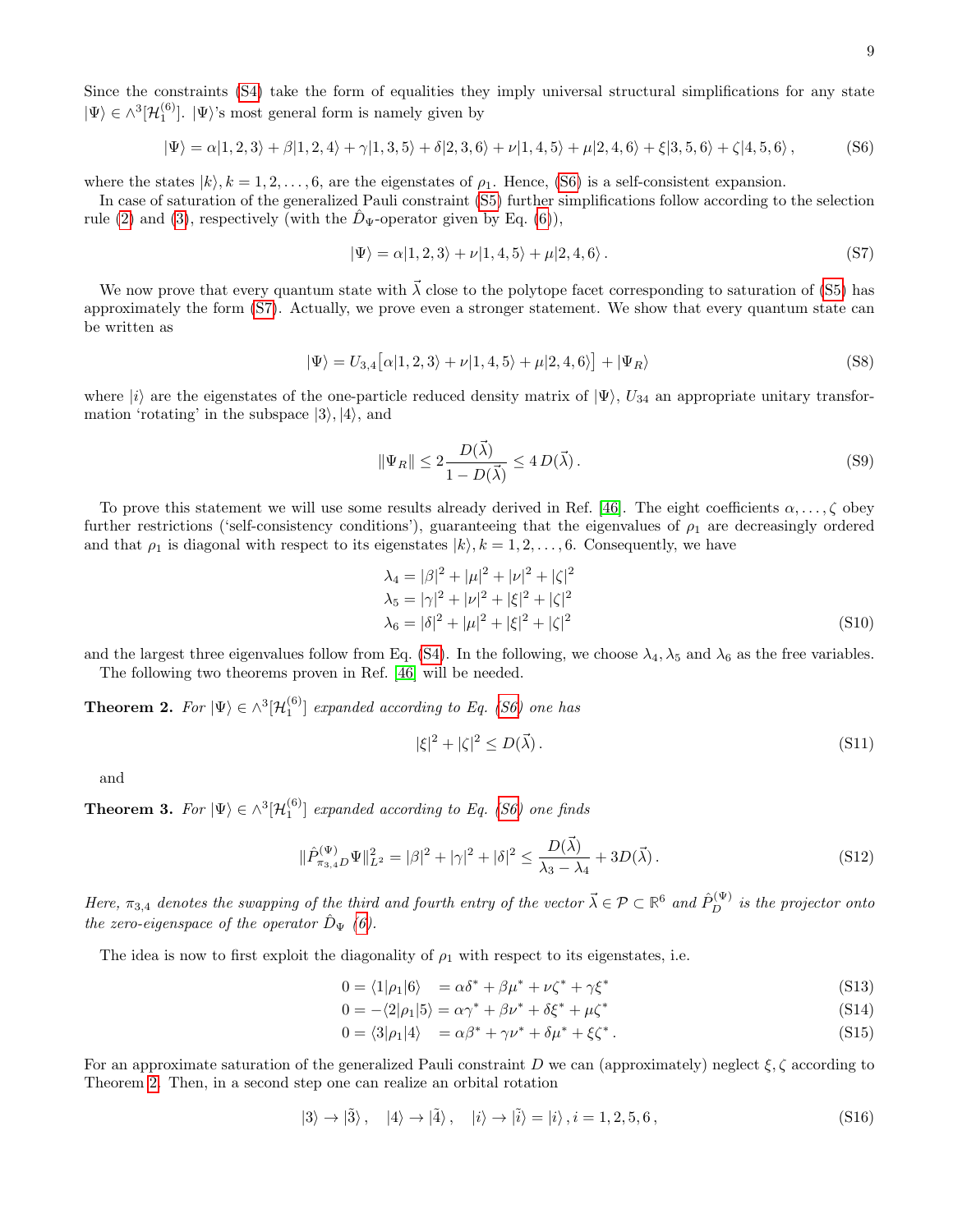Since the constraints (S4) take the form of equalities they imply universal structural simplifications for any state $|\Psi\rangle \in \wedge^3[\mathcal{H}_1^{(6)}]$. $|\Psi\rangle$'s most general form is namely given by

$$|\Psi\rangle = \alpha|1,2,3\rangle + \beta|1,2,4\rangle + \gamma|1,3,5\rangle + \delta|2,3,6\rangle + \nu|1,4,5\rangle + \mu|2,4,6\rangle + \xi|3,5,6\rangle + \zeta|4,5,6\rangle\,, \tag{S6}$$

where the states $|k\rangle, k = 1,2,\ldots,6$, are the eigenstates of $\rho_1$. Hence, (S6) is a self-consistent expansion.

In case of saturation of the generalized Pauli constraint (S5) further simplifications follow according to the selection rule (2) and (3), respectively (with the $\hat{D}_\Psi$-operator given by Eq. (6)),

$$|\Psi\rangle = \alpha|1,2,3\rangle + \nu|1,4,5\rangle + \mu|2,4,6\rangle\,. \tag{S7}$$

We now prove that every quantum state with $\vec{\lambda}$ close to the polytope facet corresponding to saturation of (S5) has approximately the form (S7). Actually, we prove even a stronger statement. We show that every quantum state can be written as

$$|\Psi\rangle = U_{3,4}\big[\alpha|1,2,3\rangle + \nu|1,4,5\rangle + \mu|2,4,6\rangle\big] + |\Psi_R\rangle \tag{S8}$$

where $|i\rangle$ are the eigenstates of the one-particle reduced density matrix of $|\Psi\rangle$, $U_{34}$ an appropriate unitary transformation 'rotating' in the subspace $|3\rangle, |4\rangle$, and

$$\|\Psi_R\| \leq 2\frac{D(\vec{\lambda})}{1 - D(\vec{\lambda})} \leq 4\,D(\vec{\lambda})\,. \tag{S9}$$

To prove this statement we will use some results already derived in Ref. [46]. The eight coefficients $\alpha,\ldots,\zeta$ obey further restrictions ('self-consistency conditions'), guaranteeing that the eigenvalues of $\rho_1$ are decreasingly ordered and that $\rho_1$ is diagonal with respect to its eigenstates $|k\rangle, k = 1,2,\ldots,6$. Consequently, we have

$$\begin{aligned}
\lambda_4 &= |\beta|^2 + |\mu|^2 + |\nu|^2 + |\zeta|^2 \\
\lambda_5 &= |\gamma|^2 + |\nu|^2 + |\xi|^2 + |\zeta|^2 \\
\lambda_6 &= |\delta|^2 + |\mu|^2 + |\xi|^2 + |\zeta|^2
\end{aligned} \tag{S10}$$

and the largest three eigenvalues follow from Eq. (S4). In the following, we choose $\lambda_4, \lambda_5$ and $\lambda_6$ as the free variables.

The following two theorems proven in Ref. [46] will be needed.

**Theorem 2.** *For $|\Psi\rangle \in \wedge^3[\mathcal{H}_1^{(6)}]$ expanded according to Eq. (S6) one has*

$$|\xi|^2 + |\zeta|^2 \leq D(\vec{\lambda})\,. \tag{S11}$$

and

**Theorem 3.** *For $|\Psi\rangle \in \wedge^3[\mathcal{H}_1^{(6)}]$ expanded according to Eq. (S6) one finds*

$$\|\hat{P}^{(\Psi)}_{\pi_{3,4}D}\Psi\|^2_{L^2} = |\beta|^2 + |\gamma|^2 + |\delta|^2 \leq \frac{D(\vec{\lambda})}{\lambda_3 - \lambda_4} + 3D(\vec{\lambda})\,. \tag{S12}$$

*Here, $\pi_{3,4}$ denotes the swapping of the third and fourth entry of the vector $\vec{\lambda} \in \mathcal{P} \subset \mathbb{R}^6$ and $\hat{P}^{(\Psi)}_D$ is the projector onto the zero-eigenspace of the operator $\hat{D}_\Psi$ (6).*

The idea is now to first exploit the diagonality of $\rho_1$ with respect to its eigenstates, i.e.

$$0 = \langle 1|\rho_1|6\rangle \quad = \alpha\delta^* + \beta\mu^* + \nu\zeta^* + \gamma\xi^* \tag{S13}$$

$$0 = -\langle 2|\rho_1|5\rangle = \alpha\gamma^* + \beta\nu^* + \delta\xi^* + \mu\zeta^* \tag{S14}$$

$$0 = \langle 3|\rho_1|4\rangle \quad = \alpha\beta^* + \gamma\nu^* + \delta\mu^* + \xi\zeta^*\,. \tag{S15}$$

For an approximate saturation of the generalized Pauli constraint $D$ we can (approximately) neglect $\xi, \zeta$ according to Theorem 2. Then, in a second step one can realize an orbital rotation

$$|3\rangle \to |\tilde{3}\rangle\,, \quad |4\rangle \to |\tilde{4}\rangle\,, \quad |i\rangle \to |\tilde{i}\rangle = |i\rangle\,, i = 1,2,5,6\,, \tag{S16}$$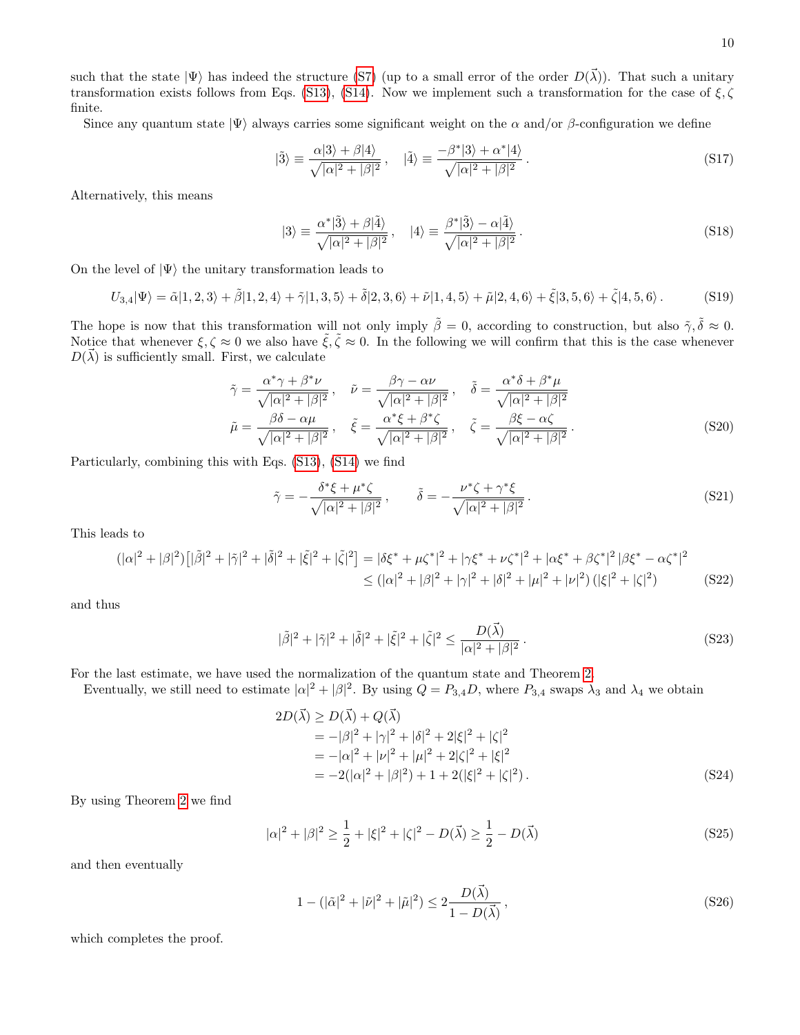such that the state $|\Psi\rangle$ has indeed the structure (S7) (up to a small error of the order $D(\vec{\lambda})$). That such a unitary transformation exists follows from Eqs. (S13), (S14). Now we implement such a transformation for the case of $\xi, \zeta$ finite.

Since any quantum state $|\Psi\rangle$ always carries some significant weight on the $\alpha$ and/or $\beta$-configuration we define

$$
|\tilde{3}\rangle \equiv \frac{\alpha|3\rangle + \beta|4\rangle}{\sqrt{|\alpha|^2+|\beta|^2}}\,, \quad |\tilde{4}\rangle \equiv \frac{-\beta^*|3\rangle + \alpha^*|4\rangle}{\sqrt{|\alpha|^2+|\beta|^2}}\,. \tag{S17}
$$

Alternatively, this means

$$
|3\rangle \equiv \frac{\alpha^*|\tilde{3}\rangle + \beta|\tilde{4}\rangle}{\sqrt{|\alpha|^2+|\beta|^2}}\,, \quad |4\rangle \equiv \frac{\beta^*|\tilde{3}\rangle - \alpha|\tilde{4}\rangle}{\sqrt{|\alpha|^2+|\beta|^2}}\,. \tag{S18}
$$

On the level of $|\Psi\rangle$ the unitary transformation leads to

$$
U_{3,4}|\Psi\rangle = \tilde{\alpha}|1,2,3\rangle + \tilde{\beta}|1,2,4\rangle + \tilde{\gamma}|1,3,5\rangle + \tilde{\delta}|2,3,6\rangle + \tilde{\nu}|1,4,5\rangle + \tilde{\mu}|2,4,6\rangle + \tilde{\xi}|3,5,6\rangle + \tilde{\zeta}|4,5,6\rangle\,. \tag{S19}
$$

The hope is now that this transformation will not only imply $\tilde{\beta} = 0$, according to construction, but also $\tilde{\gamma}, \tilde{\delta} \approx 0$. Notice that whenever $\xi, \zeta \approx 0$ we also have $\tilde{\xi}, \tilde{\zeta} \approx 0$. In the following we will confirm that this is the case whenever $D(\vec{\lambda})$ is sufficiently small. First, we calculate

$$
\begin{aligned}
\tilde{\gamma} &= \frac{\alpha^*\gamma + \beta^*\nu}{\sqrt{|\alpha|^2+|\beta|^2}}\,, \quad \tilde{\nu} = \frac{\beta\gamma - \alpha\nu}{\sqrt{|\alpha|^2+|\beta|^2}}\,, \quad \tilde{\delta} = \frac{\alpha^*\delta + \beta^*\mu}{\sqrt{|\alpha|^2+|\beta|^2}} \\
\tilde{\mu} &= \frac{\beta\delta - \alpha\mu}{\sqrt{|\alpha|^2+|\beta|^2}}\,, \quad \tilde{\xi} = \frac{\alpha^*\xi + \beta^*\zeta}{\sqrt{|\alpha|^2+|\beta|^2}}\,, \quad \tilde{\zeta} = \frac{\beta\xi - \alpha\zeta}{\sqrt{|\alpha|^2+|\beta|^2}}\,.
\end{aligned} \tag{S20}
$$

Particularly, combining this with Eqs. (S13), (S14) we find

$$
\tilde{\gamma} = -\frac{\delta^*\xi + \mu^*\zeta}{\sqrt{|\alpha|^2+|\beta|^2}}\,, \qquad \tilde{\delta} = -\frac{\nu^*\zeta + \gamma^*\xi}{\sqrt{|\alpha|^2+|\beta|^2}}\,. \tag{S21}
$$

This leads to

$$
\begin{aligned}
(|\alpha|^2+|\beta|^2)\big[|\tilde{\beta}|^2 + |\tilde{\gamma}|^2 + |\tilde{\delta}|^2 + |\tilde{\xi}|^2 + |\tilde{\zeta}|^2\big] &= |\delta\xi^* + \mu\zeta^*|^2 + |\gamma\xi^* + \nu\zeta^*|^2 + |\alpha\xi^* + \beta\zeta^*|^2\,|\beta\xi^* - \alpha\zeta^*|^2 \\
&\leq (|\alpha|^2+|\beta|^2+|\gamma|^2+|\delta|^2+|\mu|^2+|\nu|^2)\,(|\xi|^2+|\zeta|^2)
\end{aligned} \tag{S22}
$$

and thus

$$
|\tilde{\beta}|^2 + |\tilde{\gamma}|^2 + |\tilde{\delta}|^2 + |\tilde{\xi}|^2 + |\tilde{\zeta}|^2 \leq \frac{D(\vec{\lambda})}{|\alpha|^2+|\beta|^2}\,. \tag{S23}
$$

For the last estimate, we have used the normalization of the quantum state and Theorem 2.

Eventually, we still need to estimate $|\alpha|^2+|\beta|^2$. By using $Q = P_{3,4}D$, where $P_{3,4}$ swaps $\lambda_3$ and $\lambda_4$ we obtain

$$
\begin{aligned}
2D(\vec{\lambda}) &\geq D(\vec{\lambda}) + Q(\vec{\lambda}) \\
&= -|\beta|^2 + |\gamma|^2 + |\delta|^2 + 2|\xi|^2 + |\zeta|^2 \\
&= -|\alpha|^2 + |\nu|^2 + |\mu|^2 + 2|\zeta|^2 + |\xi|^2 \\
&= -2(|\alpha|^2+|\beta|^2) + 1 + 2(|\xi|^2+|\zeta|^2)\,.
\end{aligned} \tag{S24}
$$

By using Theorem 2 we find

$$
|\alpha|^2+|\beta|^2 \geq \frac{1}{2} + |\xi|^2 + |\zeta|^2 - D(\vec{\lambda}) \geq \frac{1}{2} - D(\vec{\lambda}) \tag{S25}
$$

and then eventually

$$
1 - (|\tilde{\alpha}|^2 + |\tilde{\nu}|^2 + |\tilde{\mu}|^2) \leq 2\frac{D(\vec{\lambda})}{1 - D(\vec{\lambda})}\,, \tag{S26}
$$

which completes the proof.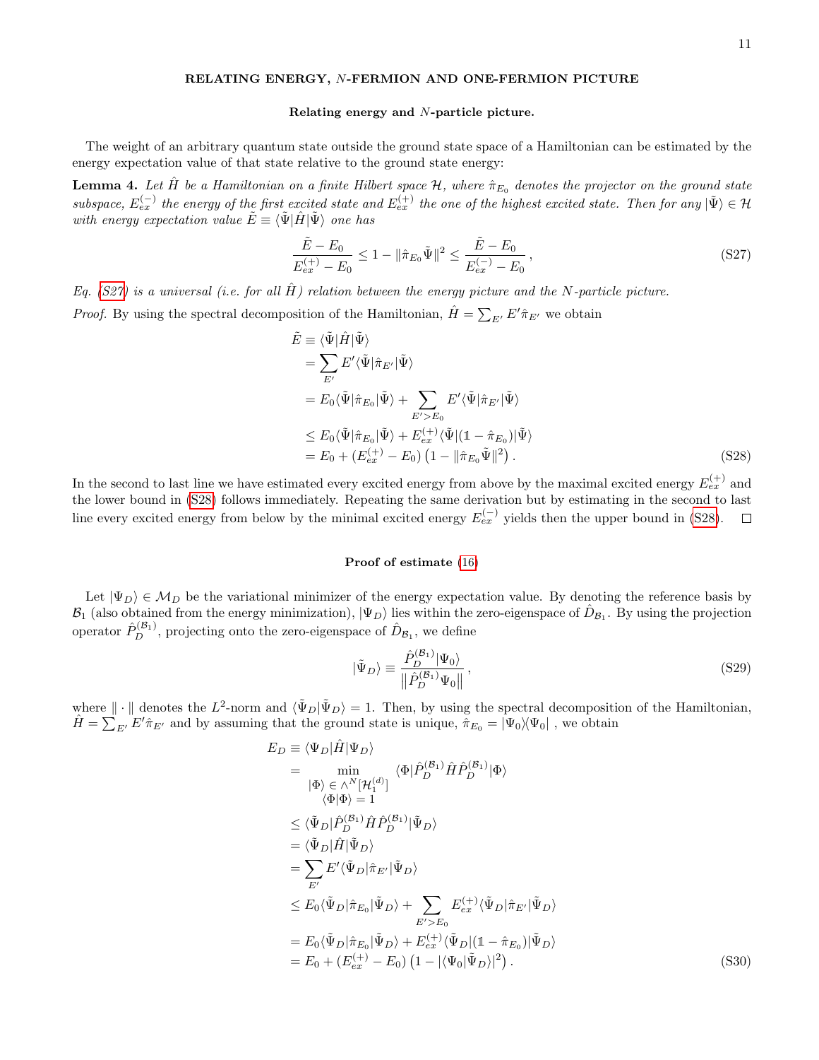## RELATING ENERGY, $N$-FERMION AND ONE-FERMION PICTURE

### Relating energy and $N$-particle picture.

The weight of an arbitrary quantum state outside the ground state space of a Hamiltonian can be estimated by the energy expectation value of that state relative to the ground state energy:

**Lemma 4.** *Let $\hat{H}$ be a Hamiltonian on a finite Hilbert space $\mathcal{H}$, where $\hat{\pi}_{E_0}$ denotes the projector on the ground state subspace, $E_{ex}^{(-)}$ the energy of the first excited state and $E_{ex}^{(+)}$ the one of the highest excited state. Then for any $|\tilde{\Psi}\rangle \in \mathcal{H}$ with energy expectation value $\tilde{E} \equiv \langle\tilde{\Psi}|\hat{H}|\tilde{\Psi}\rangle$ one has*

$$\frac{\tilde{E}-E_0}{E_{ex}^{(+)}-E_0} \leq 1 - \|\hat{\pi}_{E_0}\tilde{\Psi}\|^2 \leq \frac{\tilde{E}-E_0}{E_{ex}^{(-)}-E_0}\,, \tag{S27}$$

*Eq. (S27) is a universal (i.e. for all $\hat{H}$) relation between the energy picture and the $N$-particle picture.*

*Proof.* By using the spectral decomposition of the Hamiltonian, $\hat{H} = \sum_{E'} E'\hat{\pi}_{E'}$ we obtain

$$\begin{aligned}
\tilde{E} &\equiv \langle\tilde{\Psi}|\hat{H}|\tilde{\Psi}\rangle \\
&= \sum_{E'} E'\langle\tilde{\Psi}|\hat{\pi}_{E'}|\tilde{\Psi}\rangle \\
&= E_0\langle\tilde{\Psi}|\hat{\pi}_{E_0}|\tilde{\Psi}\rangle + \sum_{E'>E_0} E'\langle\tilde{\Psi}|\hat{\pi}_{E'}|\tilde{\Psi}\rangle \\
&\leq E_0\langle\tilde{\Psi}|\hat{\pi}_{E_0}|\tilde{\Psi}\rangle + E_{ex}^{(+)}\langle\tilde{\Psi}|(\mathbb{1}-\hat{\pi}_{E_0})|\tilde{\Psi}\rangle \\
&= E_0 + (E_{ex}^{(+)}-E_0)\left(1-\|\hat{\pi}_{E_0}\tilde{\Psi}\|^2\right).
\end{aligned} \tag{S28}$$

In the second to last line we have estimated every excited energy from above by the maximal excited energy $E_{ex}^{(+)}$ and the lower bound in (S28) follows immediately. Repeating the same derivation but by estimating in the second to last line every excited energy from below by the minimal excited energy $E_{ex}^{(-)}$ yields then the upper bound in (S28). $\square$

### Proof of estimate (16)

Let $|\Psi_D\rangle \in \mathcal{M}_D$ be the variational minimizer of the energy expectation value. By denoting the reference basis by $\mathcal{B}_1$ (also obtained from the energy minimization), $|\Psi_D\rangle$ lies within the zero-eigenspace of $\hat{D}_{\mathcal{B}_1}$. By using the projection operator $\hat{P}_D^{(\mathcal{B}_1)}$, projecting onto the zero-eigenspace of $\hat{D}_{\mathcal{B}_1}$, we define

$$|\tilde{\Psi}_D\rangle \equiv \frac{\hat{P}_D^{(\mathcal{B}_1)}|\Psi_0\rangle}{\|\hat{P}_D^{(\mathcal{B}_1)}\Psi_0\|}\,, \tag{S29}$$

where $\|\cdot\|$ denotes the $L^2$-norm and $\langle\tilde{\Psi}_D|\tilde{\Psi}_D\rangle = 1$. Then, by using the spectral decomposition of the Hamiltonian, $\hat{H} = \sum_{E'} E'\hat{\pi}_{E'}$ and by assuming that the ground state is unique, $\hat{\pi}_{E_0} = |\Psi_0\rangle\langle\Psi_0|$ , we obtain

$$\begin{aligned}
E_D &\equiv \langle\Psi_D|\hat{H}|\Psi_D\rangle \\
&= \min_{\substack{|\Phi\rangle\,\in\,\wedge^N[\mathcal{H}_1^{(d)}] \\ \langle\Phi|\Phi\rangle = 1}} \langle\Phi|\hat{P}_D^{(\mathcal{B}_1)}\hat{H}\hat{P}_D^{(\mathcal{B}_1)}|\Phi\rangle \\
&\leq \langle\tilde{\Psi}_D|\hat{P}_D^{(\mathcal{B}_1)}\hat{H}\hat{P}_D^{(\mathcal{B}_1)}|\tilde{\Psi}_D\rangle \\
&= \langle\tilde{\Psi}_D|\hat{H}|\tilde{\Psi}_D\rangle \\
&= \sum_{E'} E'\langle\tilde{\Psi}_D|\hat{\pi}_{E'}|\tilde{\Psi}_D\rangle \\
&\leq E_0\langle\tilde{\Psi}_D|\hat{\pi}_{E_0}|\tilde{\Psi}_D\rangle + \sum_{E'>E_0} E_{ex}^{(+)}\langle\tilde{\Psi}_D|\hat{\pi}_{E'}|\tilde{\Psi}_D\rangle \\
&= E_0\langle\tilde{\Psi}_D|\hat{\pi}_{E_0}|\tilde{\Psi}_D\rangle + E_{ex}^{(+)}\langle\tilde{\Psi}_D|(\mathbb{1}-\hat{\pi}_{E_0})|\tilde{\Psi}_D\rangle \\
&= E_0 + (E_{ex}^{(+)}-E_0)\left(1-|\langle\Psi_0|\tilde{\Psi}_D\rangle|^2\right).
\end{aligned} \tag{S30}$$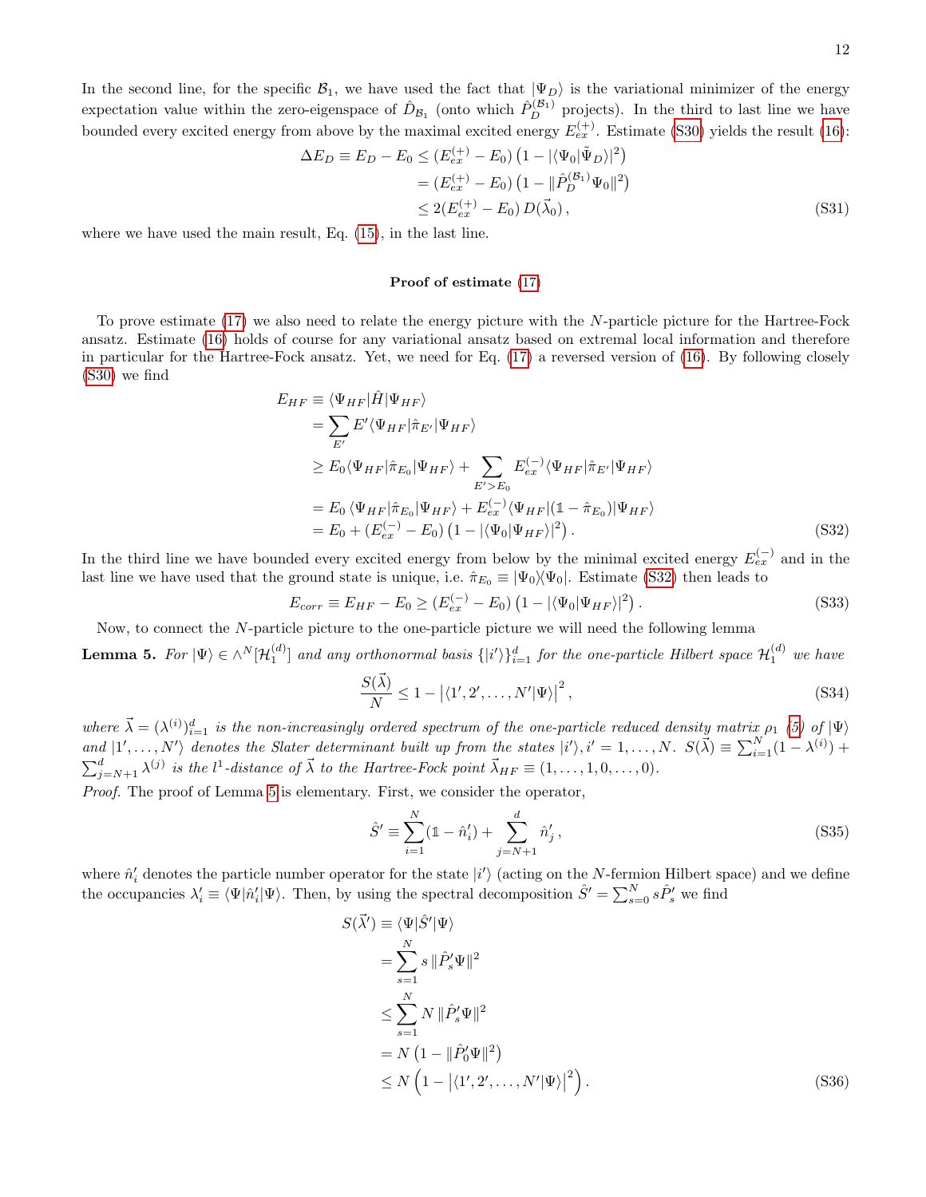In the second line, for the specific $\mathcal{B}_1$, we have used the fact that $|\Psi_D\rangle$ is the variational minimizer of the energy expectation value within the zero-eigenspace of $\hat{D}_{\mathcal{B}_1}$ (onto which $\hat{P}_D^{(\mathcal{B}_1)}$ projects). In the third to last line we have bounded every excited energy from above by the maximal excited energy $E_{ex}^{(+)}$. Estimate (S30) yields the result (16):

$$
\begin{aligned}
\Delta E_D \equiv E_D - E_0 &\leq (E_{ex}^{(+)} - E_0)\left(1 - |\langle\Psi_0|\tilde{\Psi}_D\rangle|^2\right) \\
&= (E_{ex}^{(+)} - E_0)\left(1 - \|\hat{P}_D^{(\mathcal{B}_1)}\Psi_0\|^2\right) \\
&\leq 2(E_{ex}^{(+)} - E_0)\, D(\vec{\lambda}_0)\,,
\end{aligned} \tag{S31}
$$

where we have used the main result, Eq. (15), in the last line.

**Proof of estimate (17)**

To prove estimate (17) we also need to relate the energy picture with the $N$-particle picture for the Hartree-Fock ansatz. Estimate (16) holds of course for any variational ansatz based on extremal local information and therefore in particular for the Hartree-Fock ansatz. Yet, we need for Eq. (17) a reversed version of (16). By following closely (S30) we find

$$
\begin{aligned}
E_{HF} &\equiv \langle\Psi_{HF}|\hat{H}|\Psi_{HF}\rangle \\
&= \sum_{E'} E' \langle\Psi_{HF}|\hat{\pi}_{E'}|\Psi_{HF}\rangle \\
&\geq E_0 \langle\Psi_{HF}|\hat{\pi}_{E_0}|\Psi_{HF}\rangle + \sum_{E'>E_0} E_{ex}^{(-)} \langle\Psi_{HF}|\hat{\pi}_{E'}|\Psi_{HF}\rangle \\
&= E_0\,\langle\Psi_{HF}|\hat{\pi}_{E_0}|\Psi_{HF}\rangle + E_{ex}^{(-)}\langle\Psi_{HF}|(\mathbb{1}-\hat{\pi}_{E_0})|\Psi_{HF}\rangle \\
&= E_0 + (E_{ex}^{(-)} - E_0)\left(1 - |\langle\Psi_0|\Psi_{HF}\rangle|^2\right).
\end{aligned} \tag{S32}
$$

In the third line we have bounded every excited energy from below by the minimal excited energy $E_{ex}^{(-)}$ and in the last line we have used that the ground state is unique, i.e. $\hat{\pi}_{E_0} \equiv |\Psi_0\rangle\langle\Psi_0|$. Estimate (S32) then leads to

$$
E_{corr} \equiv E_{HF} - E_0 \geq (E_{ex}^{(-)} - E_0)\left(1 - |\langle\Psi_0|\Psi_{HF}\rangle|^2\right). \tag{S33}
$$

Now, to connect the $N$-particle picture to the one-particle picture we will need the following lemma

**Lemma 5.** *For $|\Psi\rangle \in \wedge^N[\mathcal{H}_1^{(d)}]$ and any orthonormal basis $\{|i'\rangle\}_{i=1}^d$ for the one-particle Hilbert space $\mathcal{H}_1^{(d)}$ we have*

$$
\frac{S(\vec{\lambda})}{N} \leq 1 - \left|\langle 1', 2', \ldots, N'|\Psi\rangle\right|^2, \tag{S34}
$$

*where $\vec{\lambda} = (\lambda^{(i)})_{i=1}^d$ is the non-increasingly ordered spectrum of the one-particle reduced density matrix $\rho_1$ (5) of $|\Psi\rangle$ and $|1', \ldots, N'\rangle$ denotes the Slater determinant built up from the states $|i'\rangle, i' = 1, \ldots, N$. $S(\vec{\lambda}) \equiv \sum_{i=1}^N (1-\lambda^{(i)}) + \sum_{j=N+1}^d \lambda^{(j)}$ is the $l^1$-distance of $\vec{\lambda}$ to the Hartree-Fock point $\vec{\lambda}_{HF} \equiv (1, \ldots, 1, 0, \ldots, 0)$.*

*Proof.* The proof of Lemma 5 is elementary. First, we consider the operator,

$$
\hat{S}' \equiv \sum_{i=1}^N (\mathbb{1} - \hat{n}_i') + \sum_{j=N+1}^d \hat{n}_j'\,, \tag{S35}
$$

where $\hat{n}_i'$ denotes the particle number operator for the state $|i'\rangle$ (acting on the $N$-fermion Hilbert space) and we define the occupancies $\lambda_i' \equiv \langle\Psi|\hat{n}_i'|\Psi\rangle$. Then, by using the spectral decomposition $\hat{S}' = \sum_{s=0}^N s\hat{P}_s'$ we find

$$
\begin{aligned}
S(\vec{\lambda}') &\equiv \langle\Psi|\hat{S}'|\Psi\rangle \\
&= \sum_{s=1}^N s\,\|\hat{P}_s'\Psi\|^2 \\
&\leq \sum_{s=1}^N N\,\|\hat{P}_s'\Psi\|^2 \\
&= N\left(1 - \|\hat{P}_0'\Psi\|^2\right) \\
&\leq N\left(1 - \left|\langle 1', 2', \ldots, N'|\Psi\rangle\right|^2\right).
\end{aligned} \tag{S36}
$$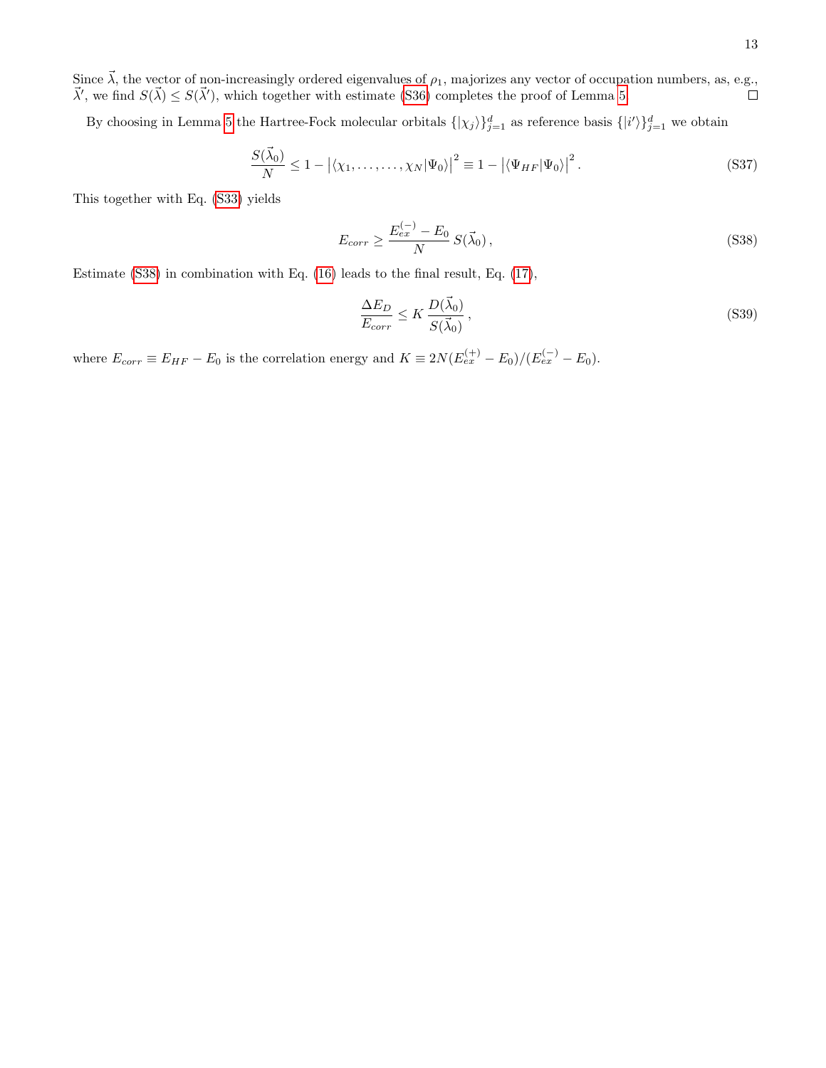Since $\vec{\lambda}$, the vector of non-increasingly ordered eigenvalues of $\rho_1$, majorizes any vector of occupation numbers, as, e.g., $\vec{\lambda}'$, we find $S(\vec{\lambda}) \leq S(\vec{\lambda}')$, which together with estimate (S36) completes the proof of Lemma 5. □

By choosing in Lemma 5 the Hartree-Fock molecular orbitals $\{|\chi_j\rangle\}_{j=1}^d$ as reference basis $\{|i'\rangle\}_{j=1}^d$ we obtain

$$\frac{S(\vec{\lambda}_0)}{N} \leq 1 - \left|\langle \chi_1, \ldots, \ldots, \chi_N | \Psi_0\rangle\right|^2 \equiv 1 - \left|\langle \Psi_{HF} | \Psi_0\rangle\right|^2 . \tag{S37}$$

This together with Eq. (S33) yields

$$E_{corr} \geq \frac{E_{ex}^{(-)} - E_0}{N}\, S(\vec{\lambda}_0)\,, \tag{S38}$$

Estimate (S38) in combination with Eq. (16) leads to the final result, Eq. (17),

$$\frac{\Delta E_D}{E_{corr}} \leq K\, \frac{D(\vec{\lambda}_0)}{S(\vec{\lambda}_0)}\,, \tag{S39}$$

where $E_{corr} \equiv E_{HF} - E_0$ is the correlation energy and $K \equiv 2N(E_{ex}^{(+)} - E_0)/(E_{ex}^{(-)} - E_0)$.